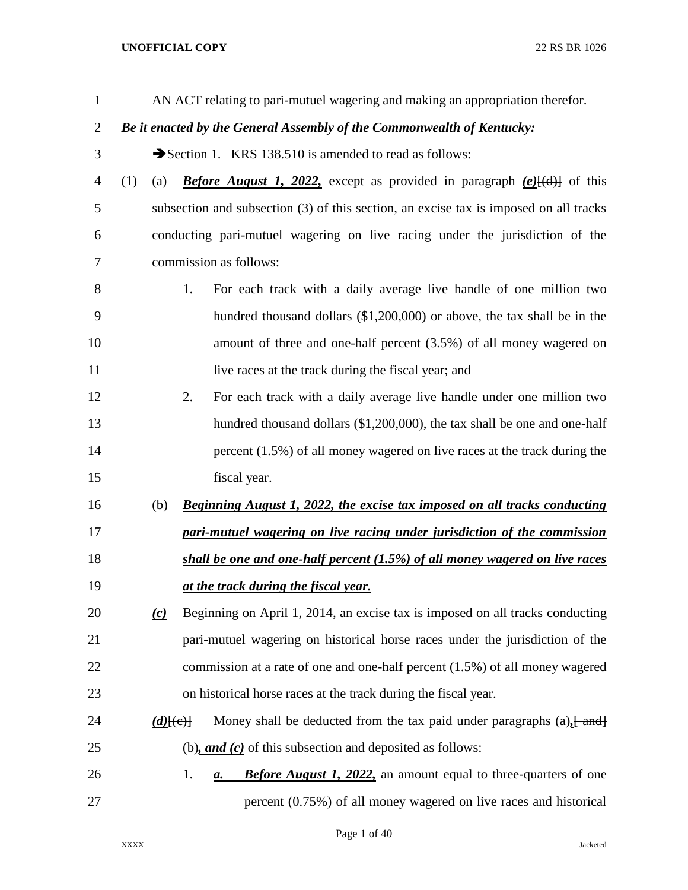AN ACT relating to pari-mutuel wagering and making an appropriation therefor.

***Be it enacted by the General Assembly of the Commonwealth of Kentucky:***

➔Section 1. KRS 138.510 is amended to read as follows:

(1) (a) ***Before August 1, 2022,*** except as provided in paragraph ***(e)***[(d)] of this subsection and subsection (3) of this section, an excise tax is imposed on all tracks conducting pari-mutuel wagering on live racing under the jurisdiction of the commission as follows:

1. For each track with a daily average live handle of one million two hundred thousand dollars ($1,200,000) or above, the tax shall be in the amount of three and one-half percent (3.5%) of all money wagered on live races at the track during the fiscal year; and
2. For each track with a daily average live handle under one million two hundred thousand dollars ($1,200,000), the tax shall be one and one-half percent (1.5%) of all money wagered on live races at the track during the fiscal year.

(b) ***Beginning August 1, 2022, the excise tax imposed on all tracks conducting pari-mutuel wagering on live racing under jurisdiction of the commission shall be one and one-half percent (1.5%) of all money wagered on live races at the track during the fiscal year.***

***(c)*** Beginning on April 1, 2014, an excise tax is imposed on all tracks conducting pari-mutuel wagering on historical horse races under the jurisdiction of the commission at a rate of one and one-half percent (1.5%) of all money wagered on historical horse races at the track during the fiscal year.

***(d)***[(c)] Money shall be deducted from the tax paid under paragraphs (a)***,***[ and] (b)***, and (c)*** of this subsection and deposited as follows:

1. ***a. Before August 1, 2022,*** an amount equal to three-quarters of one percent (0.75%) of all money wagered on live races and historical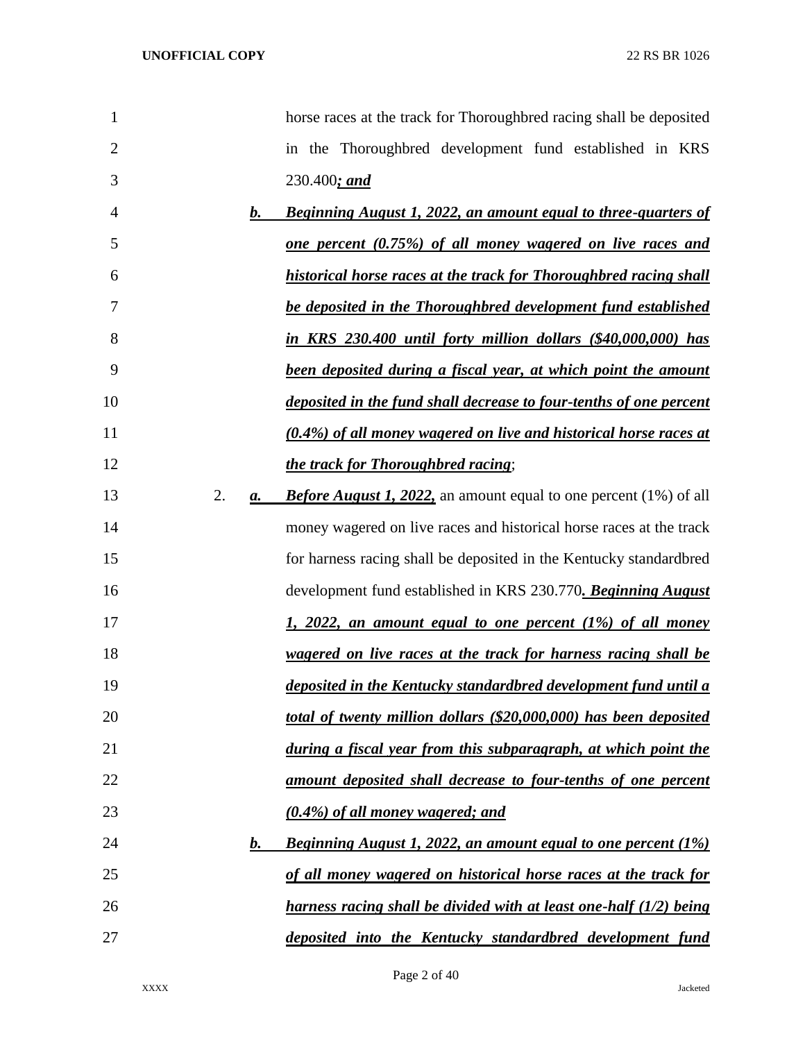horse races at the track for Thoroughbred racing shall be deposited in the Thoroughbred development fund established in KRS 230.400***; and***

***b. Beginning August 1, 2022, an amount equal to three-quarters of one percent (0.75%) of all money wagered on live races and historical horse races at the track for Thoroughbred racing shall be deposited in the Thoroughbred development fund established in KRS 230.400 until forty million dollars ($40,000,000) has been deposited during a fiscal year, at which point the amount deposited in the fund shall decrease to four-tenths of one percent (0.4%) of all money wagered on live and historical horse races at the track for Thoroughbred racing***;

2. ***a. Before August 1, 2022,*** an amount equal to one percent (1%) of all money wagered on live races and historical horse races at the track for harness racing shall be deposited in the Kentucky standardbred development fund established in KRS 230.770***. Beginning August 1, 2022, an amount equal to one percent (1%) of all money wagered on live races at the track for harness racing shall be deposited in the Kentucky standardbred development fund until a total of twenty million dollars ($20,000,000) has been deposited during a fiscal year from this subparagraph, at which point the amount deposited shall decrease to four-tenths of one percent (0.4%) of all money wagered; and***

***b. Beginning August 1, 2022, an amount equal to one percent (1%) of all money wagered on historical horse races at the track for harness racing shall be divided with at least one-half (1/2) being deposited into the Kentucky standardbred development fund***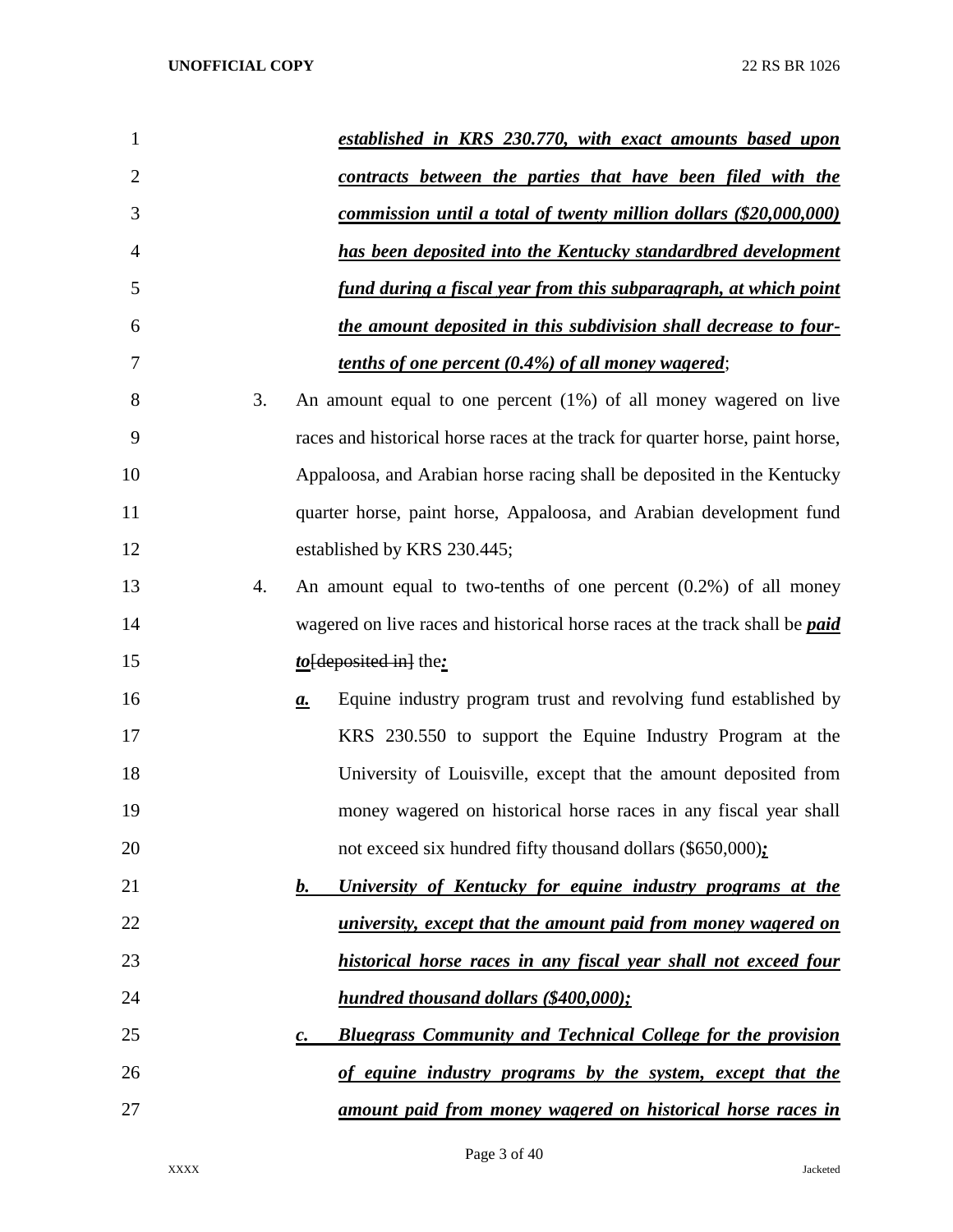***established in KRS 230.770, with exact amounts based upon contracts between the parties that have been filed with the commission until a total of twenty million dollars ($20,000,000) has been deposited into the Kentucky standardbred development fund during a fiscal year from this subparagraph, at which point the amount deposited in this subdivision shall decrease to four-tenths of one percent (0.4%) of all money wagered***;

3. An amount equal to one percent (1%) of all money wagered on live races and historical horse races at the track for quarter horse, paint horse, Appaloosa, and Arabian horse racing shall be deposited in the Kentucky quarter horse, paint horse, Appaloosa, and Arabian development fund established by KRS 230.445;

4. An amount equal to two-tenths of one percent (0.2%) of all money wagered on live races and historical horse races at the track shall be ***paid to***[~~deposited in~~] the***:***

   ***a.*** Equine industry program trust and revolving fund established by KRS 230.550 to support the Equine Industry Program at the University of Louisville, except that the amount deposited from money wagered on historical horse races in any fiscal year shall not exceed six hundred fifty thousand dollars ($650,000)***;***

   ***b. University of Kentucky for equine industry programs at the university, except that the amount paid from money wagered on historical horse races in any fiscal year shall not exceed four hundred thousand dollars ($400,000);***

   ***c. Bluegrass Community and Technical College for the provision of equine industry programs by the system, except that the amount paid from money wagered on historical horse races in***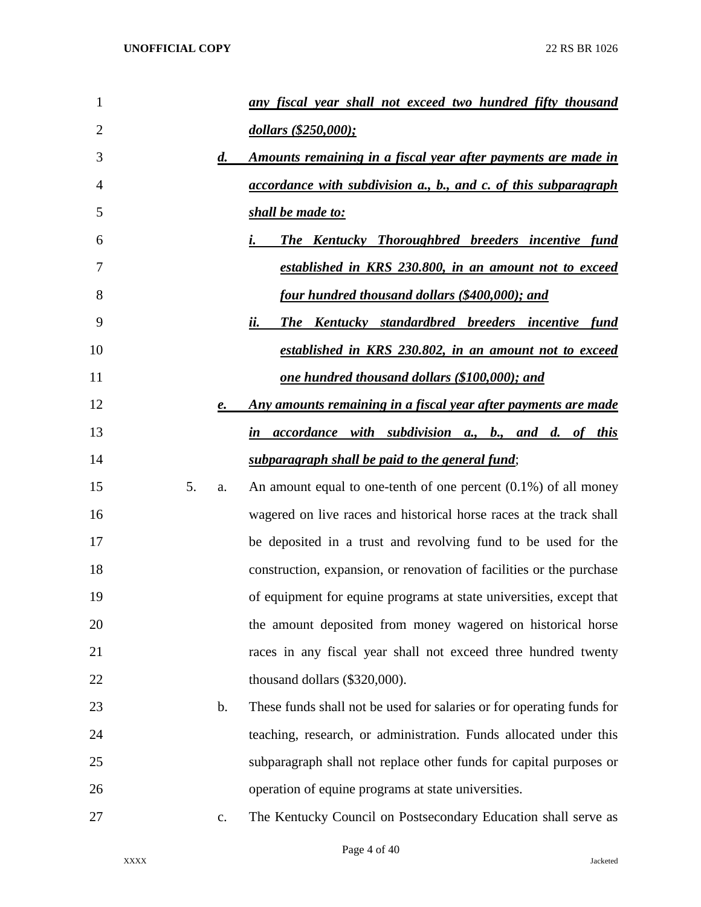***any fiscal year shall not exceed two hundred fifty thousand dollars ($250,000);***

***d. Amounts remaining in a fiscal year after payments are made in accordance with subdivision a., b., and c. of this subparagraph shall be made to:***

***i. The Kentucky Thoroughbred breeders incentive fund established in KRS 230.800, in an amount not to exceed four hundred thousand dollars ($400,000); and***

***ii. The Kentucky standardbred breeders incentive fund established in KRS 230.802, in an amount not to exceed one hundred thousand dollars ($100,000); and***

***e. Any amounts remaining in a fiscal year after payments are made in accordance with subdivision a., b., and d. of this subparagraph shall be paid to the general fund***;

5. a. An amount equal to one-tenth of one percent (0.1%) of all money wagered on live races and historical horse races at the track shall be deposited in a trust and revolving fund to be used for the construction, expansion, or renovation of facilities or the purchase of equipment for equine programs at state universities, except that the amount deposited from money wagered on historical horse races in any fiscal year shall not exceed three hundred twenty thousand dollars ($320,000).

b. These funds shall not be used for salaries or for operating funds for teaching, research, or administration. Funds allocated under this subparagraph shall not replace other funds for capital purposes or operation of equine programs at state universities.

c. The Kentucky Council on Postsecondary Education shall serve as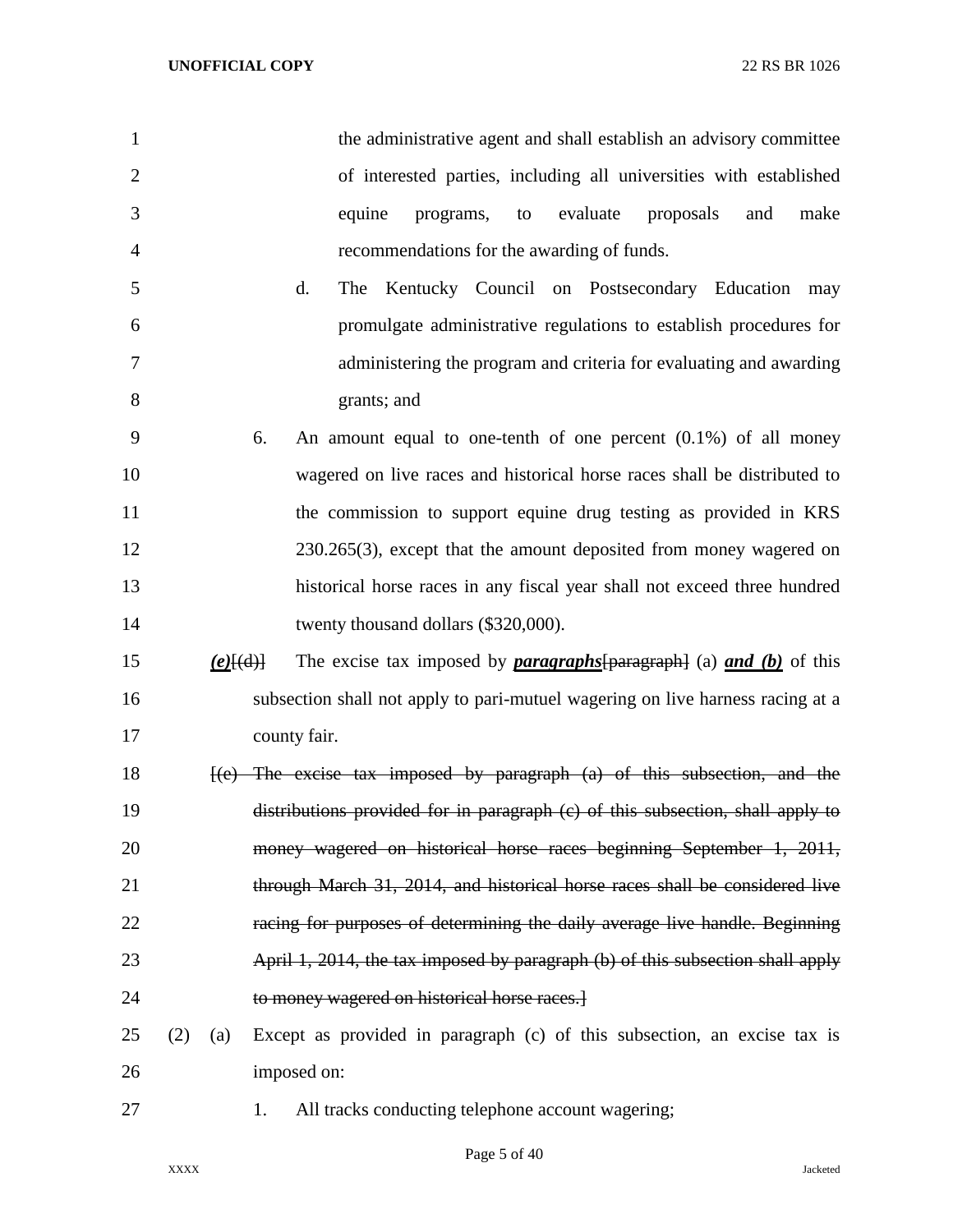the administrative agent and shall establish an advisory committee of interested parties, including all universities with established equine programs, to evaluate proposals and make recommendations for the awarding of funds.

d. The Kentucky Council on Postsecondary Education may promulgate administrative regulations to establish procedures for administering the program and criteria for evaluating and awarding grants; and

6. An amount equal to one-tenth of one percent (0.1%) of all money wagered on live races and historical horse races shall be distributed to the commission to support equine drug testing as provided in KRS 230.265(3), except that the amount deposited from money wagered on historical horse races in any fiscal year shall not exceed three hundred twenty thousand dollars ($320,000).

***(e)***~~[(d)]~~ The excise tax imposed by ***paragraphs***~~[paragraph]~~ (a) ***and (b)*** of this subsection shall not apply to pari-mutuel wagering on live harness racing at a county fair.

~~[(e) The excise tax imposed by paragraph (a) of this subsection, and the distributions provided for in paragraph (c) of this subsection, shall apply to money wagered on historical horse races beginning September 1, 2011, through March 31, 2014, and historical horse races shall be considered live racing for purposes of determining the daily average live handle. Beginning April 1, 2014, the tax imposed by paragraph (b) of this subsection shall apply to money wagered on historical horse races.]~~

(2) (a) Except as provided in paragraph (c) of this subsection, an excise tax is imposed on:

1. All tracks conducting telephone account wagering;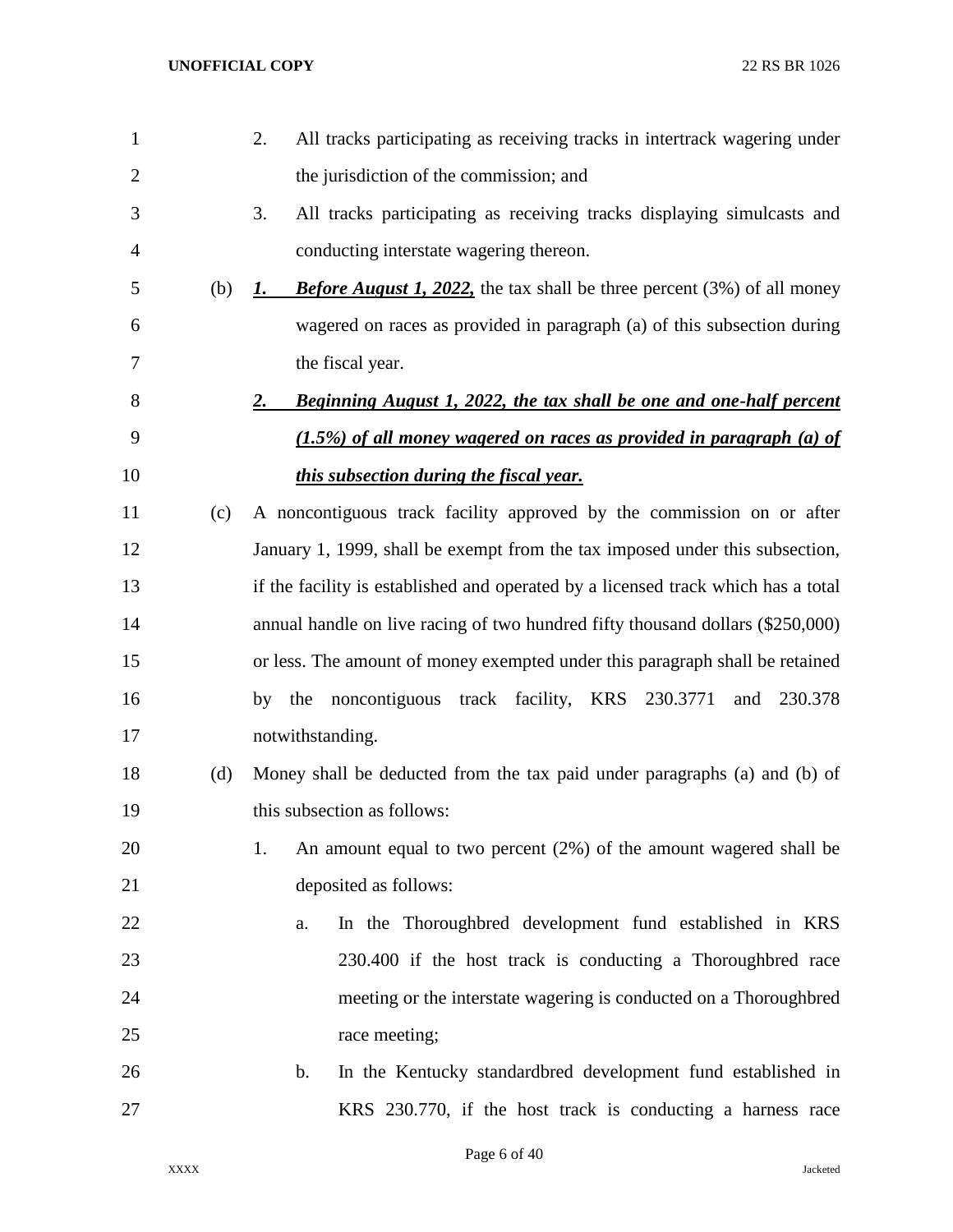2. All tracks participating as receiving tracks in intertrack wagering under the jurisdiction of the commission; and

3. All tracks participating as receiving tracks displaying simulcasts and conducting interstate wagering thereon.

(b) ***1. Before August 1, 2022,*** the tax shall be three percent (3%) of all money wagered on races as provided in paragraph (a) of this subsection during the fiscal year.

***2. Beginning August 1, 2022, the tax shall be one and one-half percent (1.5%) of all money wagered on races as provided in paragraph (a) of this subsection during the fiscal year.***

(c) A noncontiguous track facility approved by the commission on or after January 1, 1999, shall be exempt from the tax imposed under this subsection, if the facility is established and operated by a licensed track which has a total annual handle on live racing of two hundred fifty thousand dollars ($250,000) or less. The amount of money exempted under this paragraph shall be retained by the noncontiguous track facility, KRS 230.3771 and 230.378 notwithstanding.

(d) Money shall be deducted from the tax paid under paragraphs (a) and (b) of this subsection as follows:

1. An amount equal to two percent (2%) of the amount wagered shall be deposited as follows:

   a. In the Thoroughbred development fund established in KRS 230.400 if the host track is conducting a Thoroughbred race meeting or the interstate wagering is conducted on a Thoroughbred race meeting;

   b. In the Kentucky standardbred development fund established in KRS 230.770, if the host track is conducting a harness race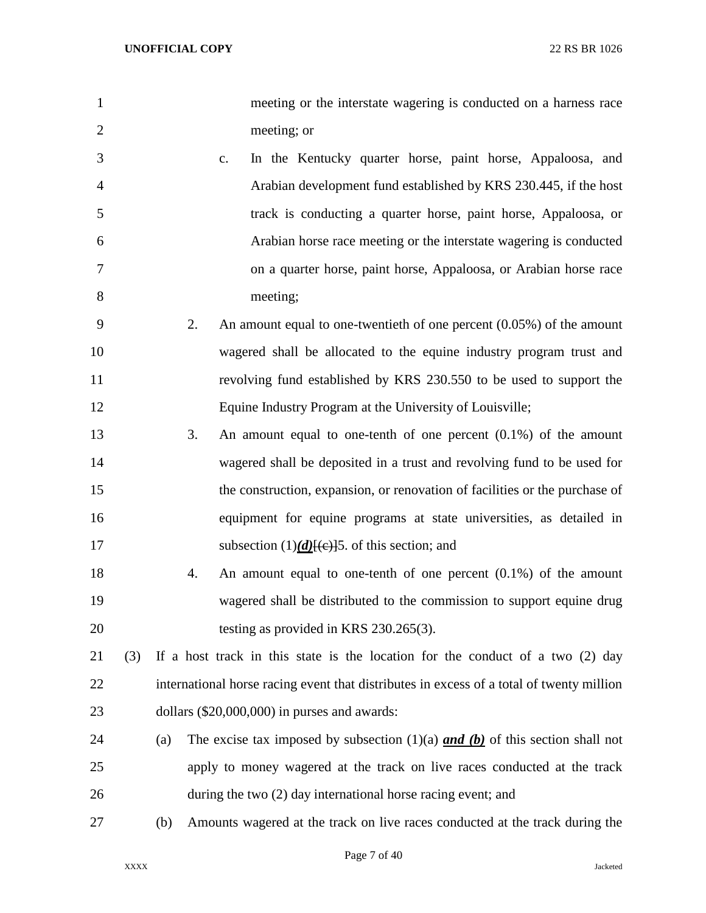meeting or the interstate wagering is conducted on a harness race meeting; or

c. In the Kentucky quarter horse, paint horse, Appaloosa, and Arabian development fund established by KRS 230.445, if the host track is conducting a quarter horse, paint horse, Appaloosa, or Arabian horse race meeting or the interstate wagering is conducted on a quarter horse, paint horse, Appaloosa, or Arabian horse race meeting;

2. An amount equal to one-twentieth of one percent (0.05%) of the amount wagered shall be allocated to the equine industry program trust and revolving fund established by KRS 230.550 to be used to support the Equine Industry Program at the University of Louisville;

3. An amount equal to one-tenth of one percent (0.1%) of the amount wagered shall be deposited in a trust and revolving fund to be used for the construction, expansion, or renovation of facilities or the purchase of equipment for equine programs at state universities, as detailed in subsection (1)***(d)***[~~(c)~~]5. of this section; and

4. An amount equal to one-tenth of one percent (0.1%) of the amount wagered shall be distributed to the commission to support equine drug testing as provided in KRS 230.265(3).

(3) If a host track in this state is the location for the conduct of a two (2) day international horse racing event that distributes in excess of a total of twenty million dollars ($20,000,000) in purses and awards:

(a) The excise tax imposed by subsection (1)(a) ***and (b)*** of this section shall not apply to money wagered at the track on live races conducted at the track during the two (2) day international horse racing event; and

(b) Amounts wagered at the track on live races conducted at the track during the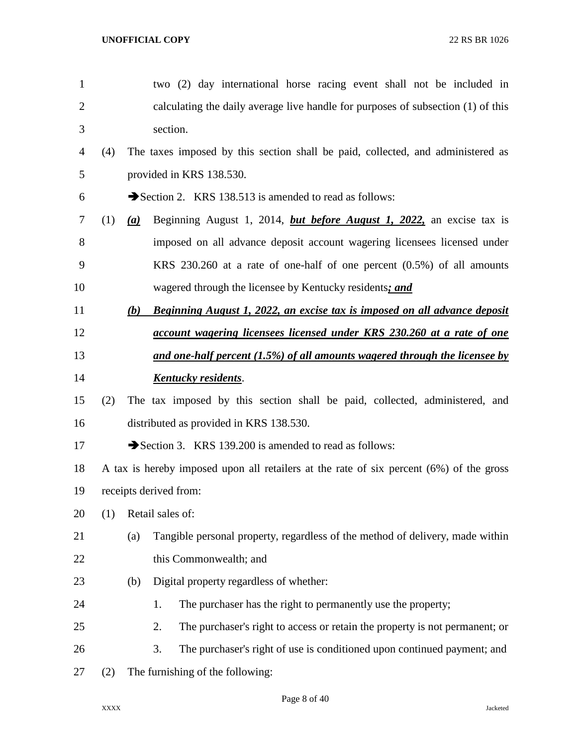two (2) day international horse racing event shall not be included in calculating the daily average live handle for purposes of subsection (1) of this section.

(4) The taxes imposed by this section shall be paid, collected, and administered as provided in KRS 138.530.

➔Section 2. KRS 138.513 is amended to read as follows:

(1) ***(a)*** Beginning August 1, 2014, ***but before August 1, 2022,*** an excise tax is imposed on all advance deposit account wagering licensees licensed under KRS 230.260 at a rate of one-half of one percent (0.5%) of all amounts wagered through the licensee by Kentucky residents***; and***

***(b)*** ***Beginning August 1, 2022, an excise tax is imposed on all advance deposit account wagering licensees licensed under KRS 230.260 at a rate of one and one-half percent (1.5%) of all amounts wagered through the licensee by Kentucky residents***.

(2) The tax imposed by this section shall be paid, collected, administered, and distributed as provided in KRS 138.530.

➔Section 3. KRS 139.200 is amended to read as follows:

A tax is hereby imposed upon all retailers at the rate of six percent (6%) of the gross receipts derived from:

(1) Retail sales of:

(a) Tangible personal property, regardless of the method of delivery, made within this Commonwealth; and

(b) Digital property regardless of whether:

1. The purchaser has the right to permanently use the property;

2. The purchaser's right to access or retain the property is not permanent; or

3. The purchaser's right of use is conditioned upon continued payment; and

(2) The furnishing of the following: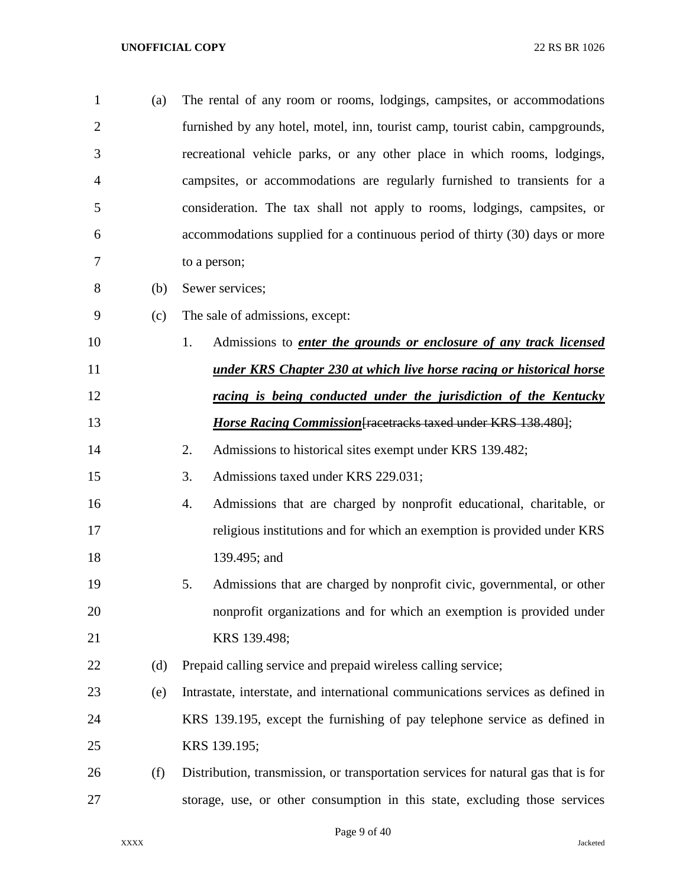(a) The rental of any room or rooms, lodgings, campsites, or accommodations furnished by any hotel, motel, inn, tourist camp, tourist cabin, campgrounds, recreational vehicle parks, or any other place in which rooms, lodgings, campsites, or accommodations are regularly furnished to transients for a consideration. The tax shall not apply to rooms, lodgings, campsites, or accommodations supplied for a continuous period of thirty (30) days or more to a person;

(b) Sewer services;

(c) The sale of admissions, except:

1. Admissions to ***enter the grounds or enclosure of any track licensed under KRS Chapter 230 at which live horse racing or historical horse racing is being conducted under the jurisdiction of the Kentucky Horse Racing Commission***~~[racetracks taxed under KRS 138.480]~~;

2. Admissions to historical sites exempt under KRS 139.482;

3. Admissions taxed under KRS 229.031;

4. Admissions that are charged by nonprofit educational, charitable, or religious institutions and for which an exemption is provided under KRS 139.495; and

5. Admissions that are charged by nonprofit civic, governmental, or other nonprofit organizations and for which an exemption is provided under KRS 139.498;

(d) Prepaid calling service and prepaid wireless calling service;

(e) Intrastate, interstate, and international communications services as defined in KRS 139.195, except the furnishing of pay telephone service as defined in KRS 139.195;

(f) Distribution, transmission, or transportation services for natural gas that is for storage, use, or other consumption in this state, excluding those services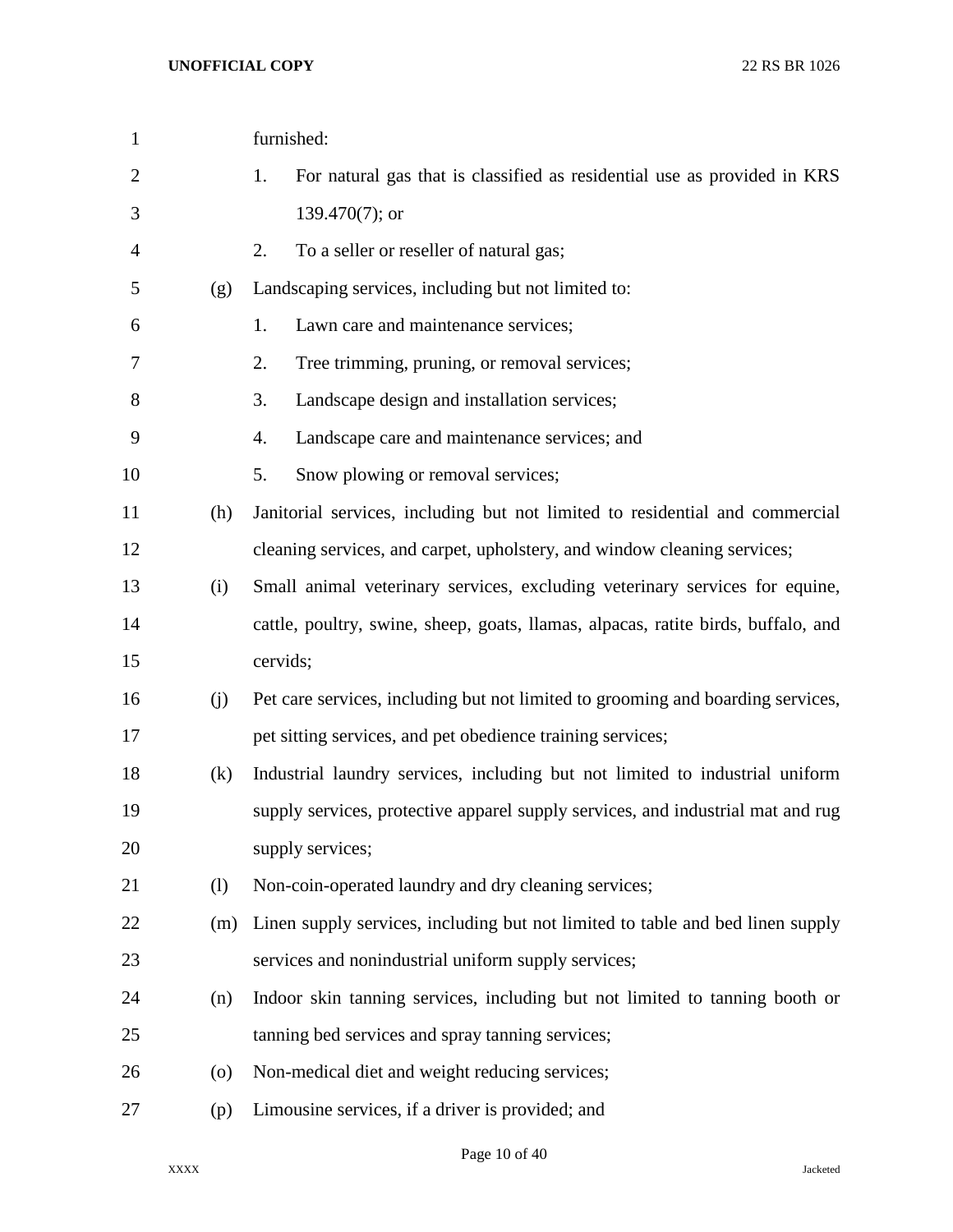furnished:

1. For natural gas that is classified as residential use as provided in KRS 139.470(7); or
2. To a seller or reseller of natural gas;

(g) Landscaping services, including but not limited to:

1. Lawn care and maintenance services;
2. Tree trimming, pruning, or removal services;
3. Landscape design and installation services;
4. Landscape care and maintenance services; and
5. Snow plowing or removal services;

(h) Janitorial services, including but not limited to residential and commercial cleaning services, and carpet, upholstery, and window cleaning services;

(i) Small animal veterinary services, excluding veterinary services for equine, cattle, poultry, swine, sheep, goats, llamas, alpacas, ratite birds, buffalo, and cervids;

(j) Pet care services, including but not limited to grooming and boarding services, pet sitting services, and pet obedience training services;

(k) Industrial laundry services, including but not limited to industrial uniform supply services, protective apparel supply services, and industrial mat and rug supply services;

(l) Non-coin-operated laundry and dry cleaning services;

(m) Linen supply services, including but not limited to table and bed linen supply services and nonindustrial uniform supply services;

(n) Indoor skin tanning services, including but not limited to tanning booth or tanning bed services and spray tanning services;

(o) Non-medical diet and weight reducing services;

(p) Limousine services, if a driver is provided; and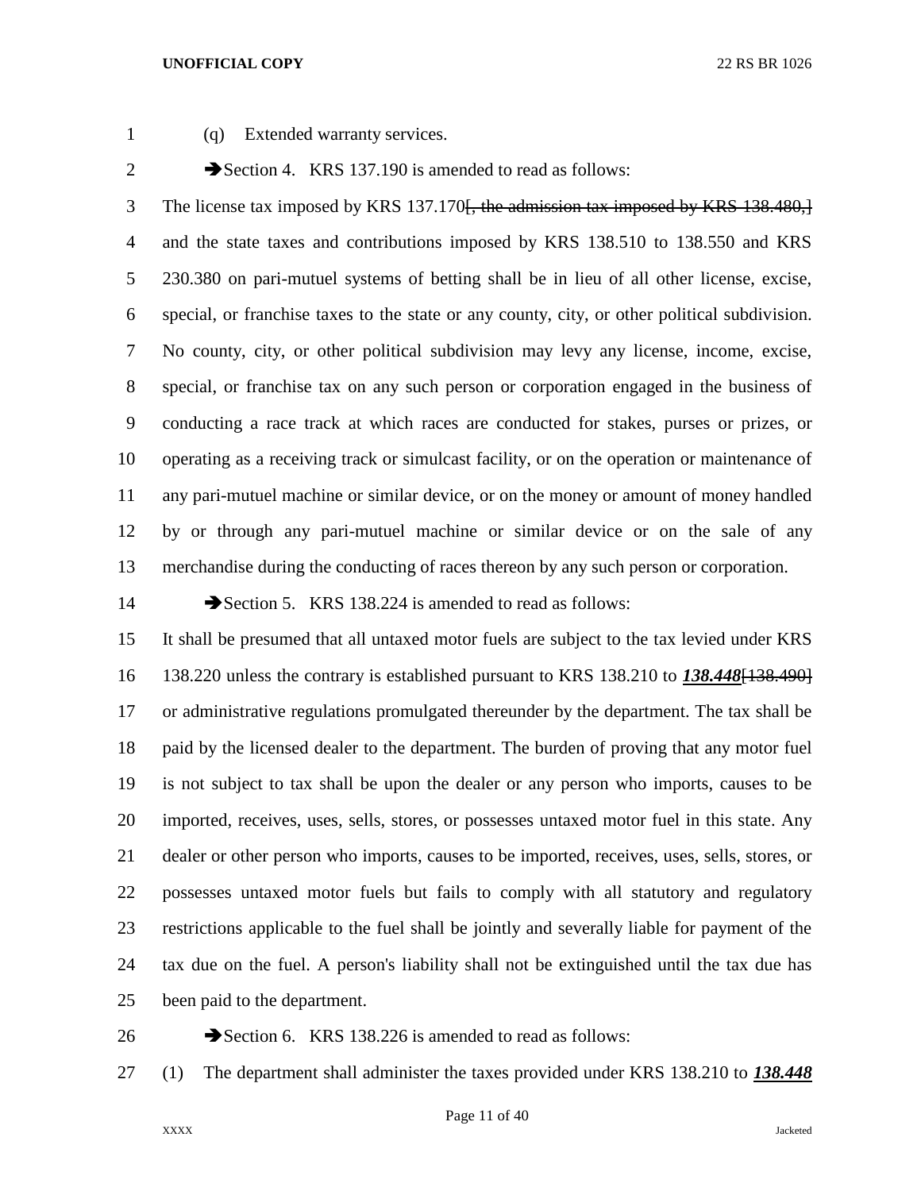(q) Extended warranty services.

➔Section 4. KRS 137.190 is amended to read as follows:

The license tax imposed by KRS 137.170~~[, the admission tax imposed by KRS 138.480,]~~ and the state taxes and contributions imposed by KRS 138.510 to 138.550 and KRS 230.380 on pari-mutuel systems of betting shall be in lieu of all other license, excise, special, or franchise taxes to the state or any county, city, or other political subdivision. No county, city, or other political subdivision may levy any license, income, excise, special, or franchise tax on any such person or corporation engaged in the business of conducting a race track at which races are conducted for stakes, purses or prizes, or operating as a receiving track or simulcast facility, or on the operation or maintenance of any pari-mutuel machine or similar device, or on the money or amount of money handled by or through any pari-mutuel machine or similar device or on the sale of any merchandise during the conducting of races thereon by any such person or corporation.

➔Section 5. KRS 138.224 is amended to read as follows:

It shall be presumed that all untaxed motor fuels are subject to the tax levied under KRS 138.220 unless the contrary is established pursuant to KRS 138.210 to ***138.448***~~[138.490]~~ or administrative regulations promulgated thereunder by the department. The tax shall be paid by the licensed dealer to the department. The burden of proving that any motor fuel is not subject to tax shall be upon the dealer or any person who imports, causes to be imported, receives, uses, sells, stores, or possesses untaxed motor fuel in this state. Any dealer or other person who imports, causes to be imported, receives, uses, sells, stores, or possesses untaxed motor fuels but fails to comply with all statutory and regulatory restrictions applicable to the fuel shall be jointly and severally liable for payment of the tax due on the fuel. A person's liability shall not be extinguished until the tax due has been paid to the department.

➔Section 6. KRS 138.226 is amended to read as follows:

(1) The department shall administer the taxes provided under KRS 138.210 to ***138.448***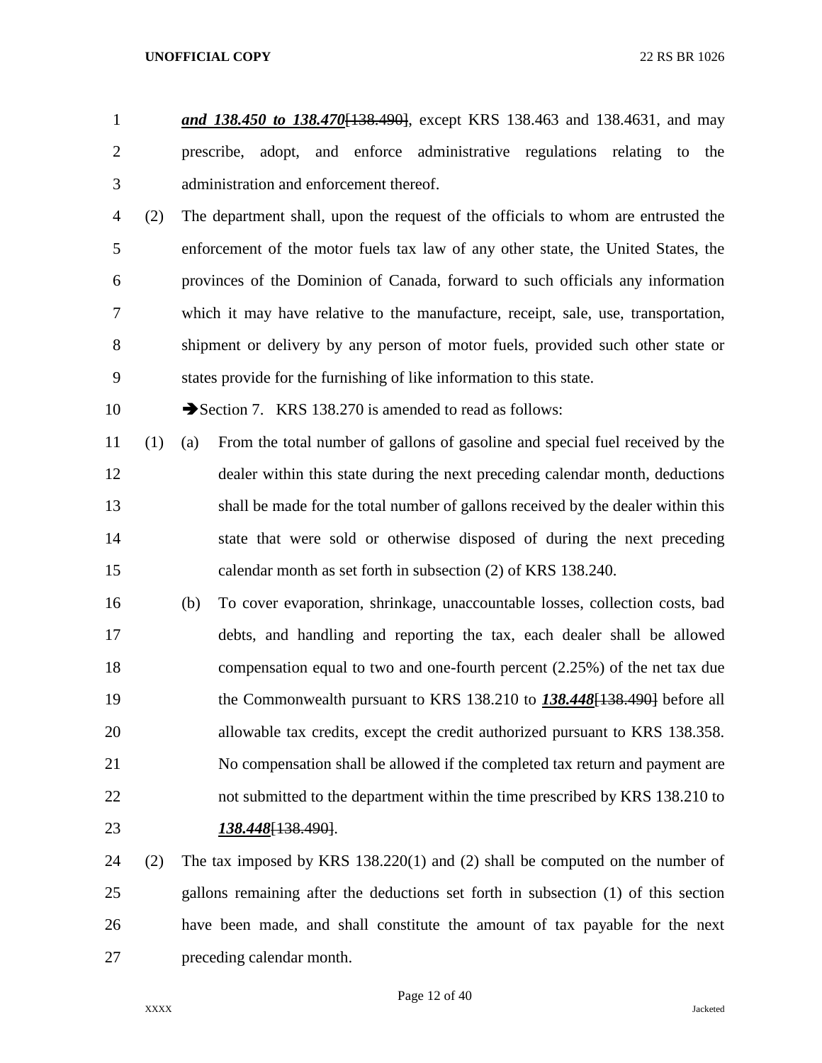***and 138.450 to 138.470***~~[138.490]~~, except KRS 138.463 and 138.4631, and may prescribe, adopt, and enforce administrative regulations relating to the administration and enforcement thereof.

(2) The department shall, upon the request of the officials to whom are entrusted the enforcement of the motor fuels tax law of any other state, the United States, the provinces of the Dominion of Canada, forward to such officials any information which it may have relative to the manufacture, receipt, sale, use, transportation, shipment or delivery by any person of motor fuels, provided such other state or states provide for the furnishing of like information to this state.

➔Section 7. KRS 138.270 is amended to read as follows:

(1) (a) From the total number of gallons of gasoline and special fuel received by the dealer within this state during the next preceding calendar month, deductions shall be made for the total number of gallons received by the dealer within this state that were sold or otherwise disposed of during the next preceding calendar month as set forth in subsection (2) of KRS 138.240.

(b) To cover evaporation, shrinkage, unaccountable losses, collection costs, bad debts, and handling and reporting the tax, each dealer shall be allowed compensation equal to two and one-fourth percent (2.25%) of the net tax due the Commonwealth pursuant to KRS 138.210 to ***138.448***~~[138.490]~~ before all allowable tax credits, except the credit authorized pursuant to KRS 138.358. No compensation shall be allowed if the completed tax return and payment are not submitted to the department within the time prescribed by KRS 138.210 to ***138.448***~~[138.490]~~.

(2) The tax imposed by KRS 138.220(1) and (2) shall be computed on the number of gallons remaining after the deductions set forth in subsection (1) of this section have been made, and shall constitute the amount of tax payable for the next preceding calendar month.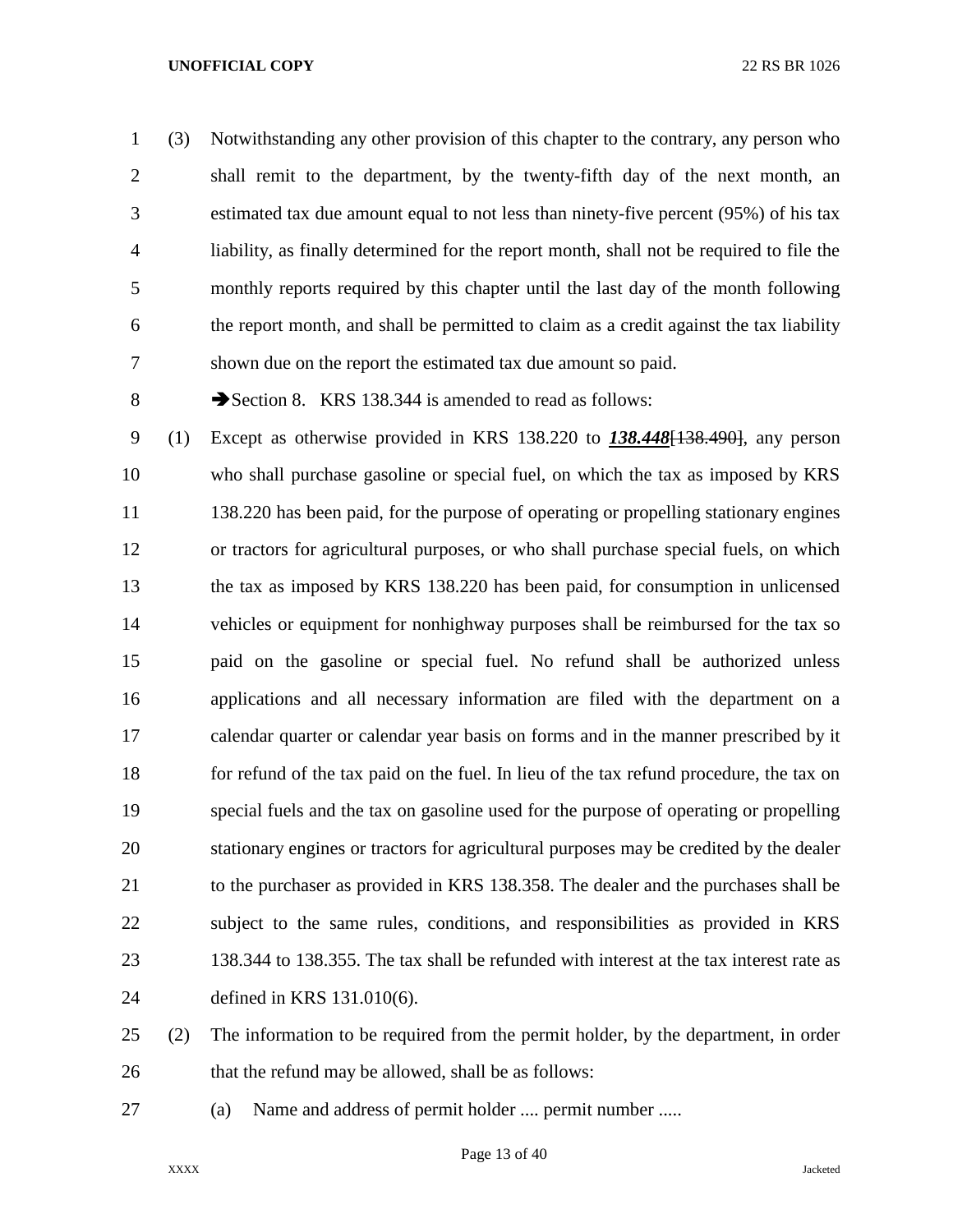(3) Notwithstanding any other provision of this chapter to the contrary, any person who shall remit to the department, by the twenty-fifth day of the next month, an estimated tax due amount equal to not less than ninety-five percent (95%) of his tax liability, as finally determined for the report month, shall not be required to file the monthly reports required by this chapter until the last day of the month following the report month, and shall be permitted to claim as a credit against the tax liability shown due on the report the estimated tax due amount so paid.

➔Section 8. KRS 138.344 is amended to read as follows:

(1) Except as otherwise provided in KRS 138.220 to ***138.448***[~~138.490~~], any person who shall purchase gasoline or special fuel, on which the tax as imposed by KRS 138.220 has been paid, for the purpose of operating or propelling stationary engines or tractors for agricultural purposes, or who shall purchase special fuels, on which the tax as imposed by KRS 138.220 has been paid, for consumption in unlicensed vehicles or equipment for nonhighway purposes shall be reimbursed for the tax so paid on the gasoline or special fuel. No refund shall be authorized unless applications and all necessary information are filed with the department on a calendar quarter or calendar year basis on forms and in the manner prescribed by it for refund of the tax paid on the fuel. In lieu of the tax refund procedure, the tax on special fuels and the tax on gasoline used for the purpose of operating or propelling stationary engines or tractors for agricultural purposes may be credited by the dealer to the purchaser as provided in KRS 138.358. The dealer and the purchases shall be subject to the same rules, conditions, and responsibilities as provided in KRS 138.344 to 138.355. The tax shall be refunded with interest at the tax interest rate as defined in KRS 131.010(6).

(2) The information to be required from the permit holder, by the department, in order that the refund may be allowed, shall be as follows:

(a) Name and address of permit holder .... permit number .....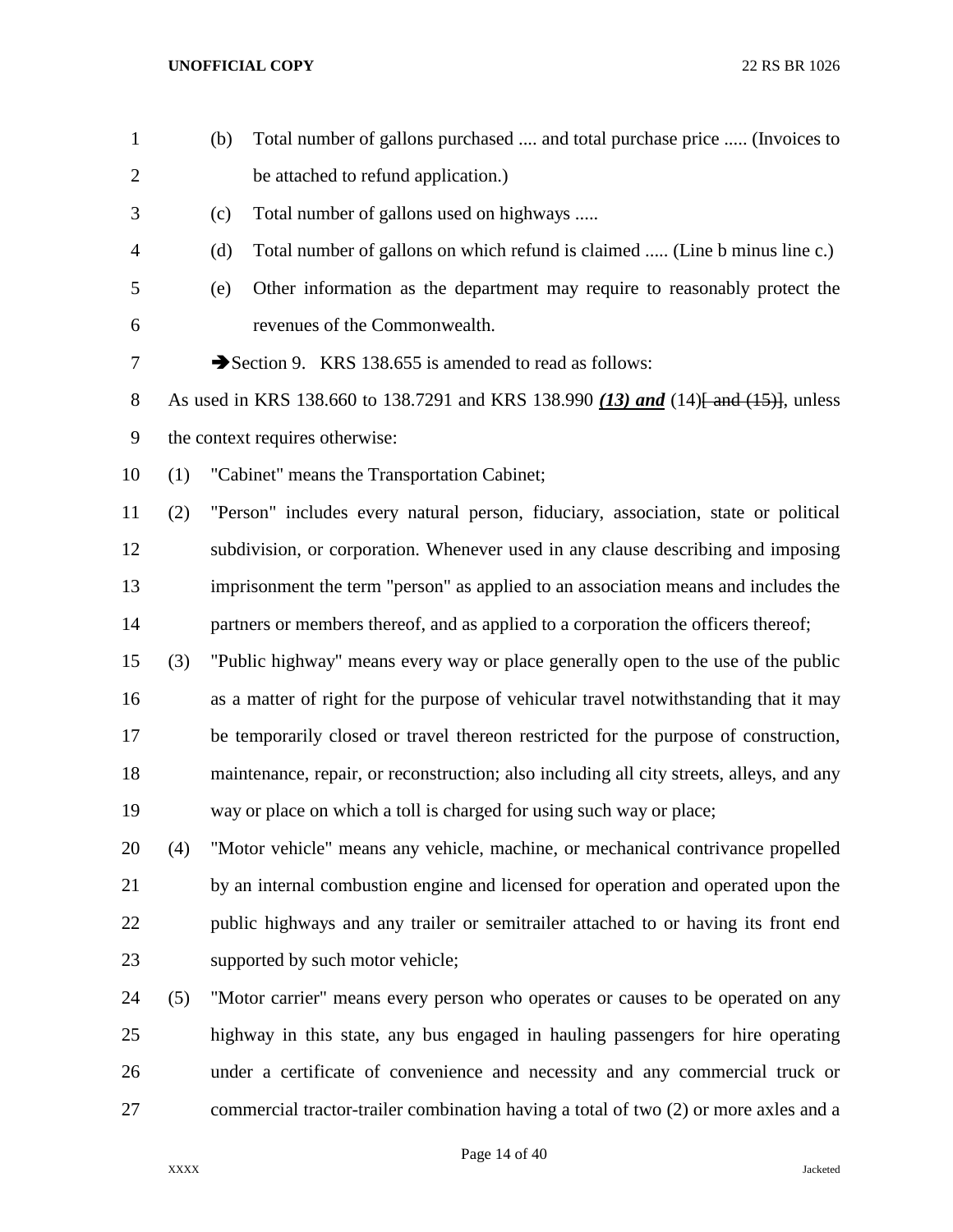(b) Total number of gallons purchased .... and total purchase price ..... (Invoices to be attached to refund application.)

(c) Total number of gallons used on highways .....

(d) Total number of gallons on which refund is claimed ..... (Line b minus line c.)

(e) Other information as the department may require to reasonably protect the revenues of the Commonwealth.

➔Section 9. KRS 138.655 is amended to read as follows:

As used in KRS 138.660 to 138.7291 and KRS 138.990 ***(13) and*** (14)~~[ and (15)]~~, unless the context requires otherwise:

(1) "Cabinet" means the Transportation Cabinet;

(2) "Person" includes every natural person, fiduciary, association, state or political subdivision, or corporation. Whenever used in any clause describing and imposing imprisonment the term "person" as applied to an association means and includes the partners or members thereof, and as applied to a corporation the officers thereof;

(3) "Public highway" means every way or place generally open to the use of the public as a matter of right for the purpose of vehicular travel notwithstanding that it may be temporarily closed or travel thereon restricted for the purpose of construction, maintenance, repair, or reconstruction; also including all city streets, alleys, and any way or place on which a toll is charged for using such way or place;

(4) "Motor vehicle" means any vehicle, machine, or mechanical contrivance propelled by an internal combustion engine and licensed for operation and operated upon the public highways and any trailer or semitrailer attached to or having its front end supported by such motor vehicle;

(5) "Motor carrier" means every person who operates or causes to be operated on any highway in this state, any bus engaged in hauling passengers for hire operating under a certificate of convenience and necessity and any commercial truck or commercial tractor-trailer combination having a total of two (2) or more axles and a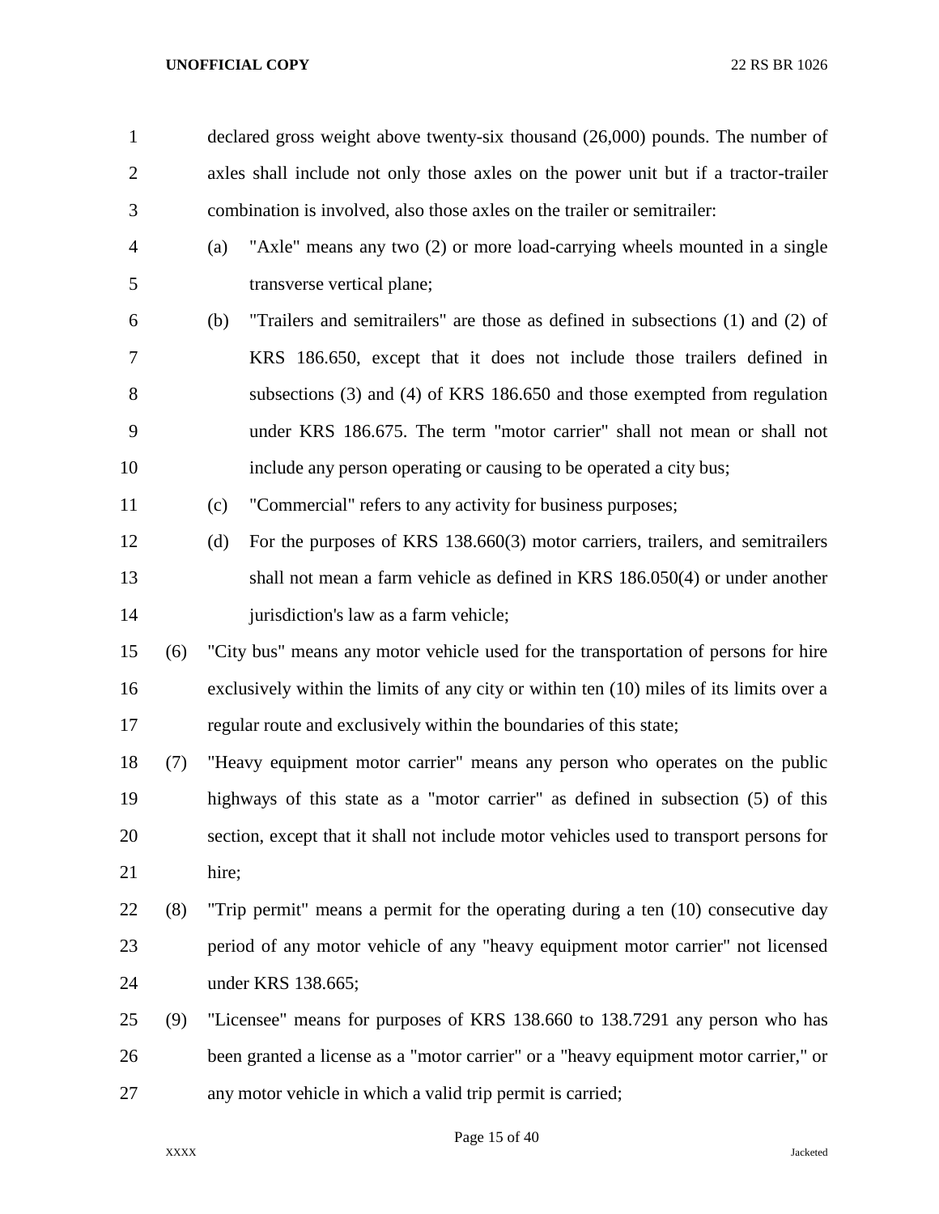declared gross weight above twenty-six thousand (26,000) pounds. The number of axles shall include not only those axles on the power unit but if a tractor-trailer combination is involved, also those axles on the trailer or semitrailer:

(a) "Axle" means any two (2) or more load-carrying wheels mounted in a single transverse vertical plane;

(b) "Trailers and semitrailers" are those as defined in subsections (1) and (2) of KRS 186.650, except that it does not include those trailers defined in subsections (3) and (4) of KRS 186.650 and those exempted from regulation under KRS 186.675. The term "motor carrier" shall not mean or shall not include any person operating or causing to be operated a city bus;

(c) "Commercial" refers to any activity for business purposes;

(d) For the purposes of KRS 138.660(3) motor carriers, trailers, and semitrailers shall not mean a farm vehicle as defined in KRS 186.050(4) or under another jurisdiction's law as a farm vehicle;

(6) "City bus" means any motor vehicle used for the transportation of persons for hire exclusively within the limits of any city or within ten (10) miles of its limits over a regular route and exclusively within the boundaries of this state;

(7) "Heavy equipment motor carrier" means any person who operates on the public highways of this state as a "motor carrier" as defined in subsection (5) of this section, except that it shall not include motor vehicles used to transport persons for hire;

(8) "Trip permit" means a permit for the operating during a ten (10) consecutive day period of any motor vehicle of any "heavy equipment motor carrier" not licensed under KRS 138.665;

(9) "Licensee" means for purposes of KRS 138.660 to 138.7291 any person who has been granted a license as a "motor carrier" or a "heavy equipment motor carrier," or any motor vehicle in which a valid trip permit is carried;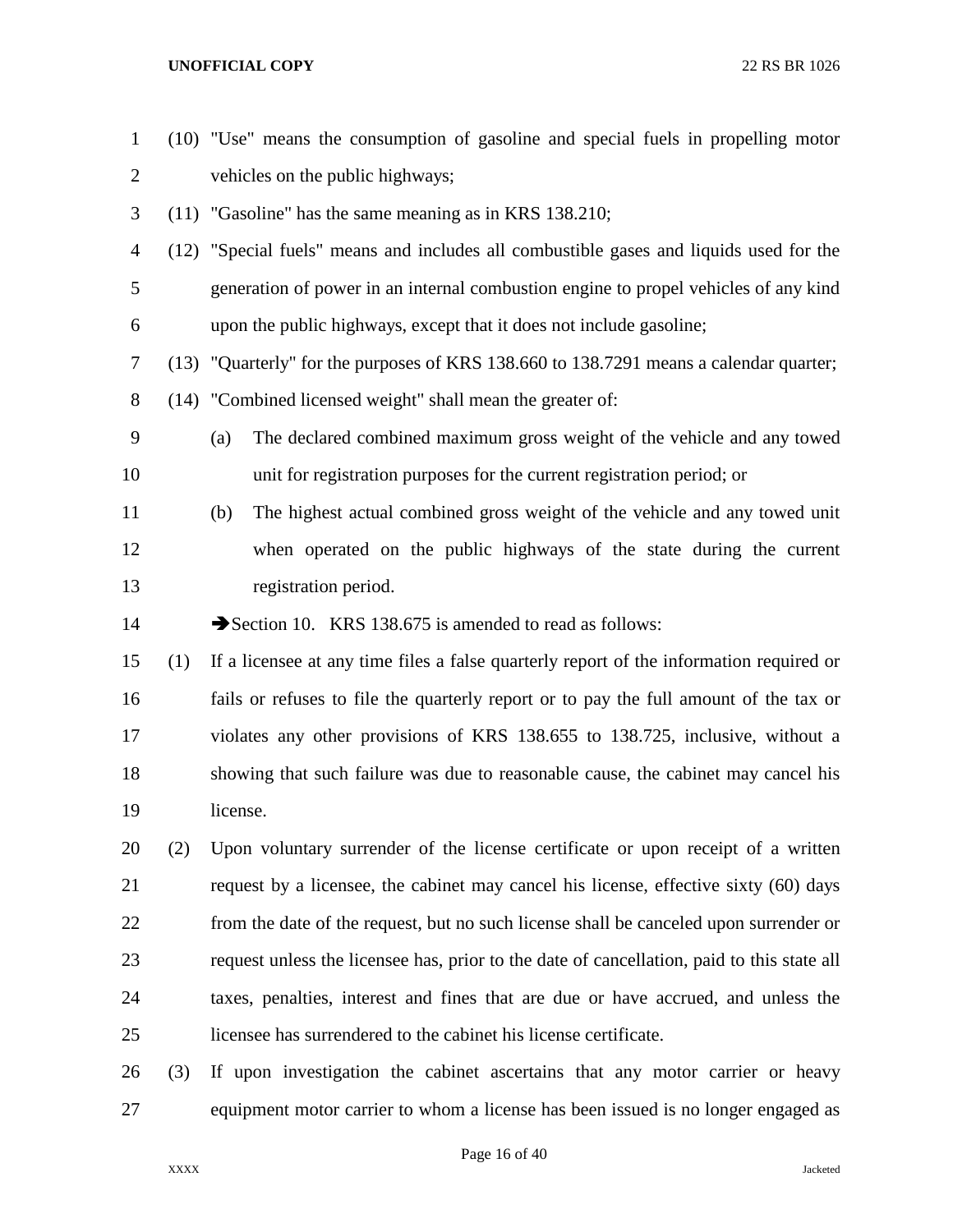(10) "Use" means the consumption of gasoline and special fuels in propelling motor vehicles on the public highways;

(11) "Gasoline" has the same meaning as in KRS 138.210;

(12) "Special fuels" means and includes all combustible gases and liquids used for the generation of power in an internal combustion engine to propel vehicles of any kind upon the public highways, except that it does not include gasoline;

(13) "Quarterly" for the purposes of KRS 138.660 to 138.7291 means a calendar quarter;

(14) "Combined licensed weight" shall mean the greater of:

(a) The declared combined maximum gross weight of the vehicle and any towed unit for registration purposes for the current registration period; or

(b) The highest actual combined gross weight of the vehicle and any towed unit when operated on the public highways of the state during the current registration period.

➔Section 10. KRS 138.675 is amended to read as follows:

(1) If a licensee at any time files a false quarterly report of the information required or fails or refuses to file the quarterly report or to pay the full amount of the tax or violates any other provisions of KRS 138.655 to 138.725, inclusive, without a showing that such failure was due to reasonable cause, the cabinet may cancel his license.

(2) Upon voluntary surrender of the license certificate or upon receipt of a written request by a licensee, the cabinet may cancel his license, effective sixty (60) days from the date of the request, but no such license shall be canceled upon surrender or request unless the licensee has, prior to the date of cancellation, paid to this state all taxes, penalties, interest and fines that are due or have accrued, and unless the licensee has surrendered to the cabinet his license certificate.

(3) If upon investigation the cabinet ascertains that any motor carrier or heavy equipment motor carrier to whom a license has been issued is no longer engaged as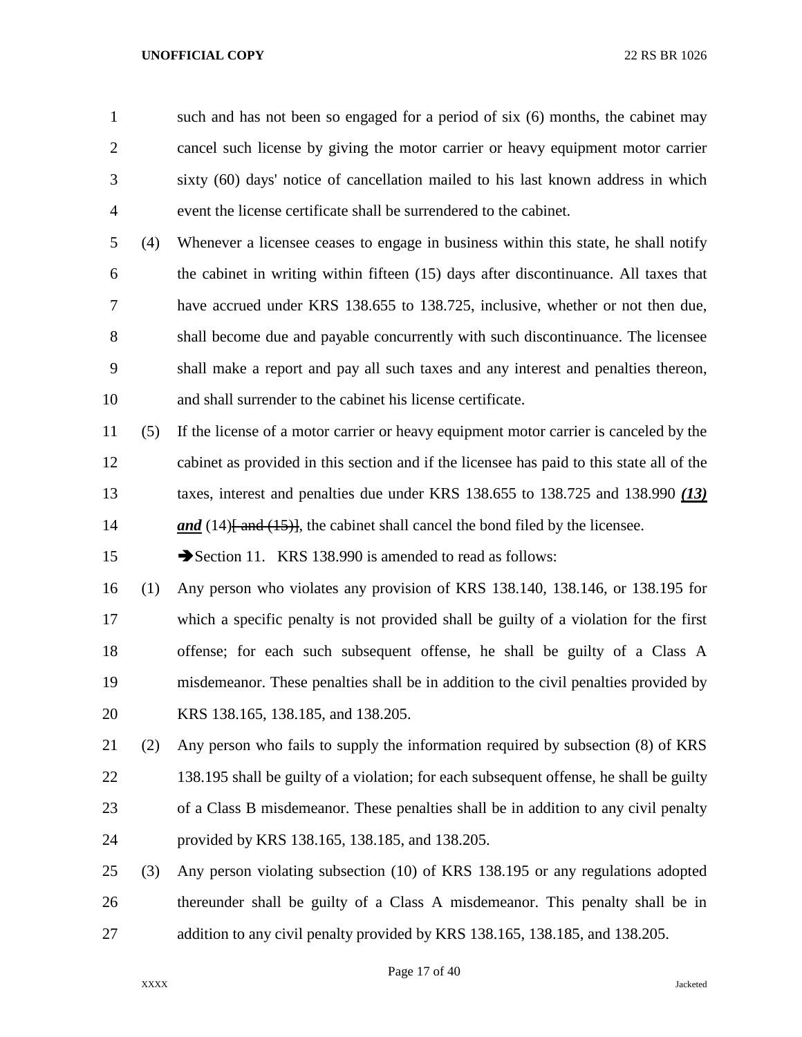such and has not been so engaged for a period of six (6) months, the cabinet may cancel such license by giving the motor carrier or heavy equipment motor carrier sixty (60) days' notice of cancellation mailed to his last known address in which event the license certificate shall be surrendered to the cabinet.

(4) Whenever a licensee ceases to engage in business within this state, he shall notify the cabinet in writing within fifteen (15) days after discontinuance. All taxes that have accrued under KRS 138.655 to 138.725, inclusive, whether or not then due, shall become due and payable concurrently with such discontinuance. The licensee shall make a report and pay all such taxes and any interest and penalties thereon, and shall surrender to the cabinet his license certificate.

(5) If the license of a motor carrier or heavy equipment motor carrier is canceled by the cabinet as provided in this section and if the licensee has paid to this state all of the taxes, interest and penalties due under KRS 138.655 to 138.725 and 138.990 ***(13) and*** (14)[ and (15)], the cabinet shall cancel the bond filed by the licensee.

➔Section 11. KRS 138.990 is amended to read as follows:

(1) Any person who violates any provision of KRS 138.140, 138.146, or 138.195 for which a specific penalty is not provided shall be guilty of a violation for the first offense; for each such subsequent offense, he shall be guilty of a Class A misdemeanor. These penalties shall be in addition to the civil penalties provided by KRS 138.165, 138.185, and 138.205.

(2) Any person who fails to supply the information required by subsection (8) of KRS 138.195 shall be guilty of a violation; for each subsequent offense, he shall be guilty of a Class B misdemeanor. These penalties shall be in addition to any civil penalty provided by KRS 138.165, 138.185, and 138.205.

(3) Any person violating subsection (10) of KRS 138.195 or any regulations adopted thereunder shall be guilty of a Class A misdemeanor. This penalty shall be in addition to any civil penalty provided by KRS 138.165, 138.185, and 138.205.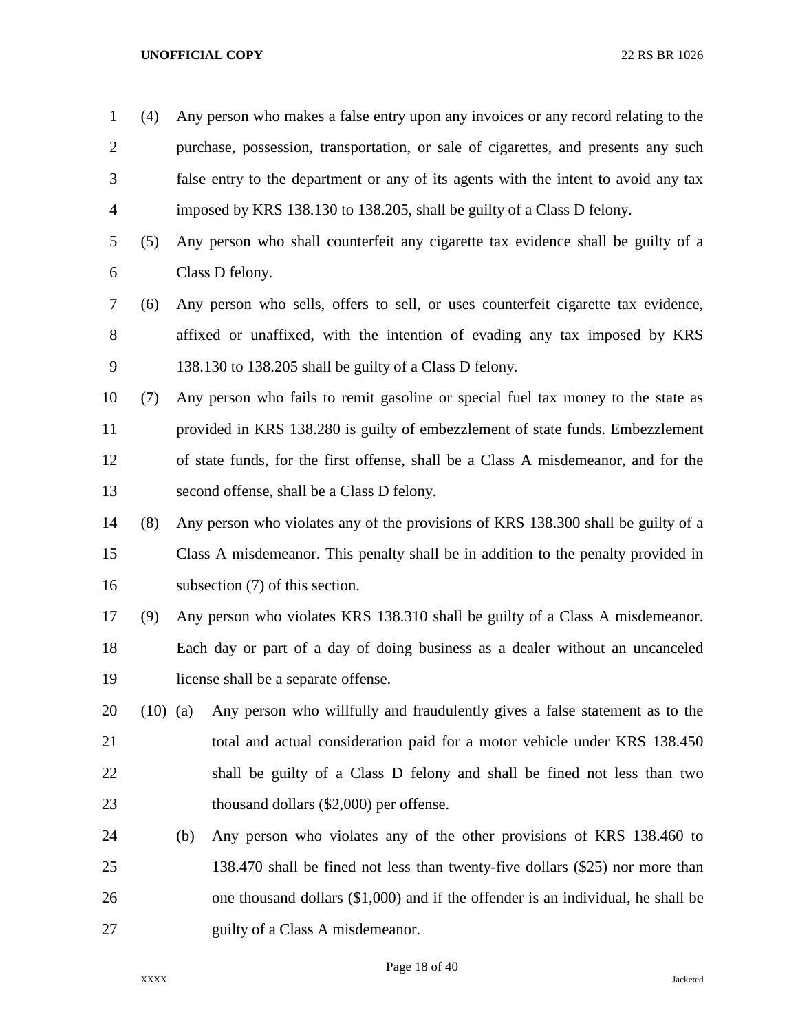(4) Any person who makes a false entry upon any invoices or any record relating to the purchase, possession, transportation, or sale of cigarettes, and presents any such false entry to the department or any of its agents with the intent to avoid any tax imposed by KRS 138.130 to 138.205, shall be guilty of a Class D felony.

(5) Any person who shall counterfeit any cigarette tax evidence shall be guilty of a Class D felony.

(6) Any person who sells, offers to sell, or uses counterfeit cigarette tax evidence, affixed or unaffixed, with the intention of evading any tax imposed by KRS 138.130 to 138.205 shall be guilty of a Class D felony.

(7) Any person who fails to remit gasoline or special fuel tax money to the state as provided in KRS 138.280 is guilty of embezzlement of state funds. Embezzlement of state funds, for the first offense, shall be a Class A misdemeanor, and for the second offense, shall be a Class D felony.

(8) Any person who violates any of the provisions of KRS 138.300 shall be guilty of a Class A misdemeanor. This penalty shall be in addition to the penalty provided in subsection (7) of this section.

(9) Any person who violates KRS 138.310 shall be guilty of a Class A misdemeanor. Each day or part of a day of doing business as a dealer without an uncanceled license shall be a separate offense.

(10) (a) Any person who willfully and fraudulently gives a false statement as to the total and actual consideration paid for a motor vehicle under KRS 138.450 shall be guilty of a Class D felony and shall be fined not less than two thousand dollars ($2,000) per offense.

(b) Any person who violates any of the other provisions of KRS 138.460 to 138.470 shall be fined not less than twenty-five dollars ($25) nor more than one thousand dollars ($1,000) and if the offender is an individual, he shall be guilty of a Class A misdemeanor.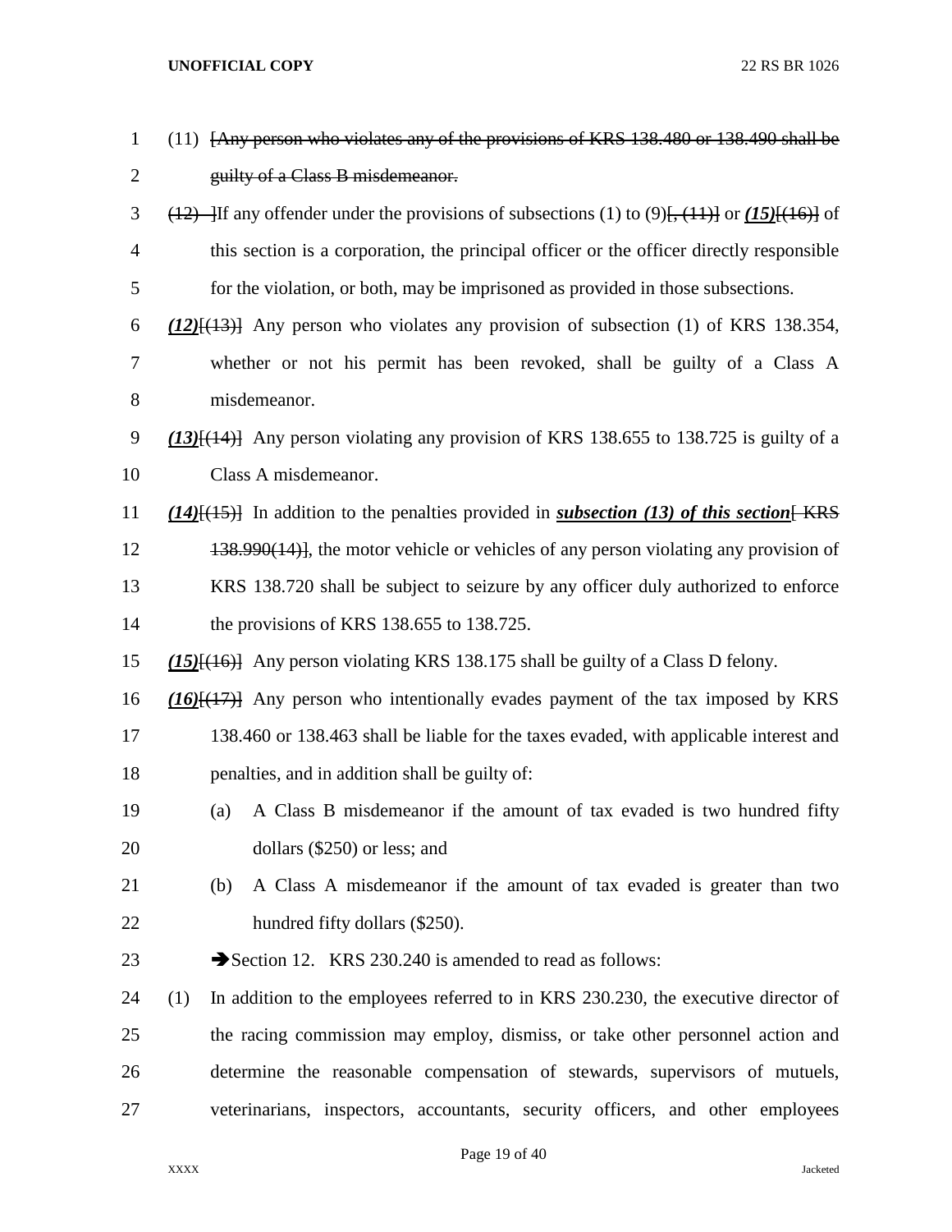(11) [Any person who violates any of the provisions of KRS 138.480 or 138.490 shall be guilty of a Class B misdemeanor.

(12) ]If any offender under the provisions of subsections (1) to (9)[, (11)] or ***(15)***[(16)] of this section is a corporation, the principal officer or the officer directly responsible for the violation, or both, may be imprisoned as provided in those subsections.

***(12)***[(13)] Any person who violates any provision of subsection (1) of KRS 138.354, whether or not his permit has been revoked, shall be guilty of a Class A misdemeanor.

***(13)***[(14)] Any person violating any provision of KRS 138.655 to 138.725 is guilty of a Class A misdemeanor.

***(14)***[(15)] In addition to the penalties provided in ***subsection (13) of this section***[ KRS 138.990(14)], the motor vehicle or vehicles of any person violating any provision of KRS 138.720 shall be subject to seizure by any officer duly authorized to enforce the provisions of KRS 138.655 to 138.725.

***(15)***[(16)] Any person violating KRS 138.175 shall be guilty of a Class D felony.

***(16)***[(17)] Any person who intentionally evades payment of the tax imposed by KRS 138.460 or 138.463 shall be liable for the taxes evaded, with applicable interest and penalties, and in addition shall be guilty of:

(a) A Class B misdemeanor if the amount of tax evaded is two hundred fifty dollars ($250) or less; and

(b) A Class A misdemeanor if the amount of tax evaded is greater than two hundred fifty dollars ($250).

➔Section 12. KRS 230.240 is amended to read as follows:

(1) In addition to the employees referred to in KRS 230.230, the executive director of the racing commission may employ, dismiss, or take other personnel action and determine the reasonable compensation of stewards, supervisors of mutuels, veterinarians, inspectors, accountants, security officers, and other employees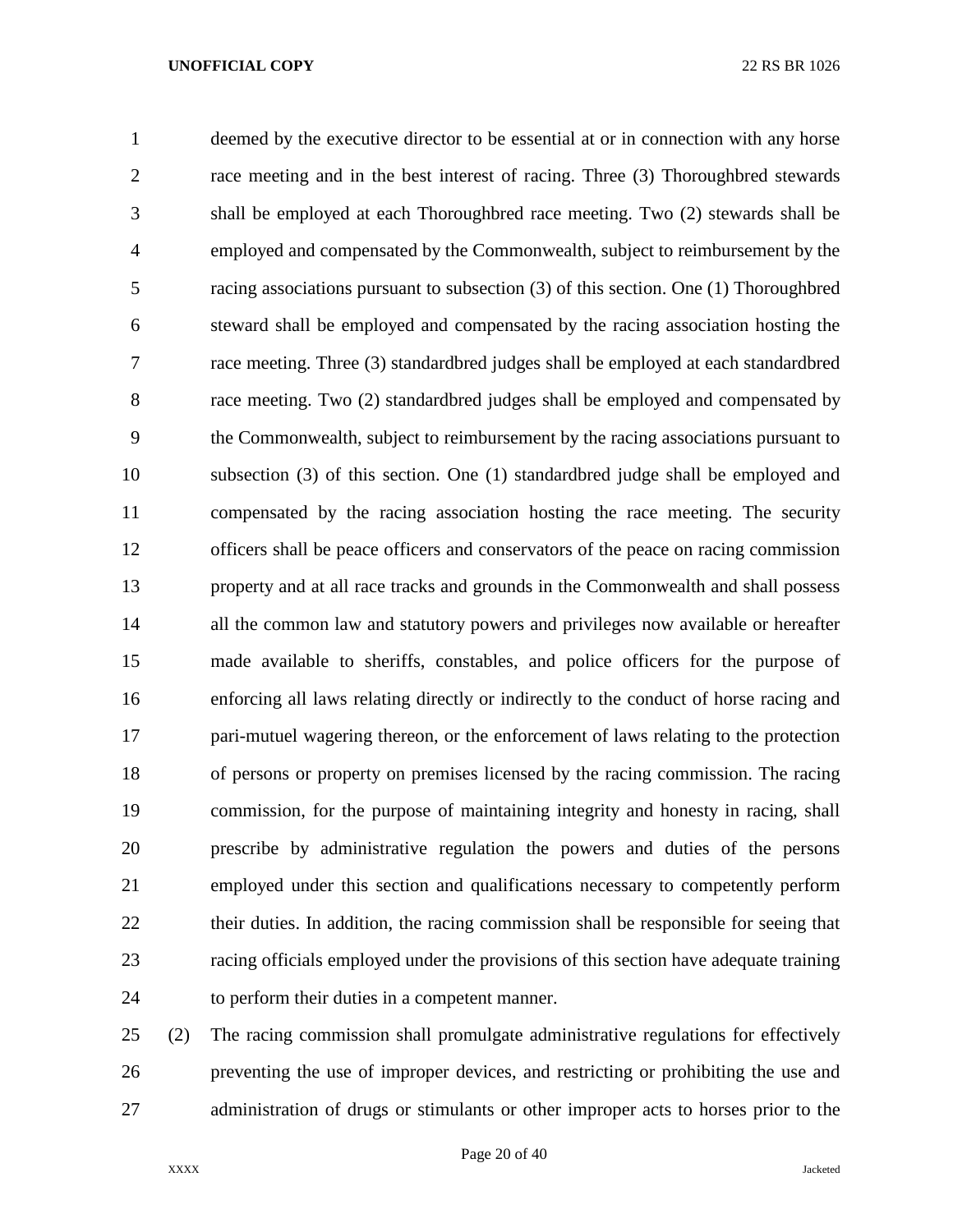deemed by the executive director to be essential at or in connection with any horse race meeting and in the best interest of racing. Three (3) Thoroughbred stewards shall be employed at each Thoroughbred race meeting. Two (2) stewards shall be employed and compensated by the Commonwealth, subject to reimbursement by the racing associations pursuant to subsection (3) of this section. One (1) Thoroughbred steward shall be employed and compensated by the racing association hosting the race meeting. Three (3) standardbred judges shall be employed at each standardbred race meeting. Two (2) standardbred judges shall be employed and compensated by the Commonwealth, subject to reimbursement by the racing associations pursuant to subsection (3) of this section. One (1) standardbred judge shall be employed and compensated by the racing association hosting the race meeting. The security officers shall be peace officers and conservators of the peace on racing commission property and at all race tracks and grounds in the Commonwealth and shall possess all the common law and statutory powers and privileges now available or hereafter made available to sheriffs, constables, and police officers for the purpose of enforcing all laws relating directly or indirectly to the conduct of horse racing and pari-mutuel wagering thereon, or the enforcement of laws relating to the protection of persons or property on premises licensed by the racing commission. The racing commission, for the purpose of maintaining integrity and honesty in racing, shall prescribe by administrative regulation the powers and duties of the persons employed under this section and qualifications necessary to competently perform their duties. In addition, the racing commission shall be responsible for seeing that racing officials employed under the provisions of this section have adequate training to perform their duties in a competent manner.

(2) The racing commission shall promulgate administrative regulations for effectively preventing the use of improper devices, and restricting or prohibiting the use and administration of drugs or stimulants or other improper acts to horses prior to the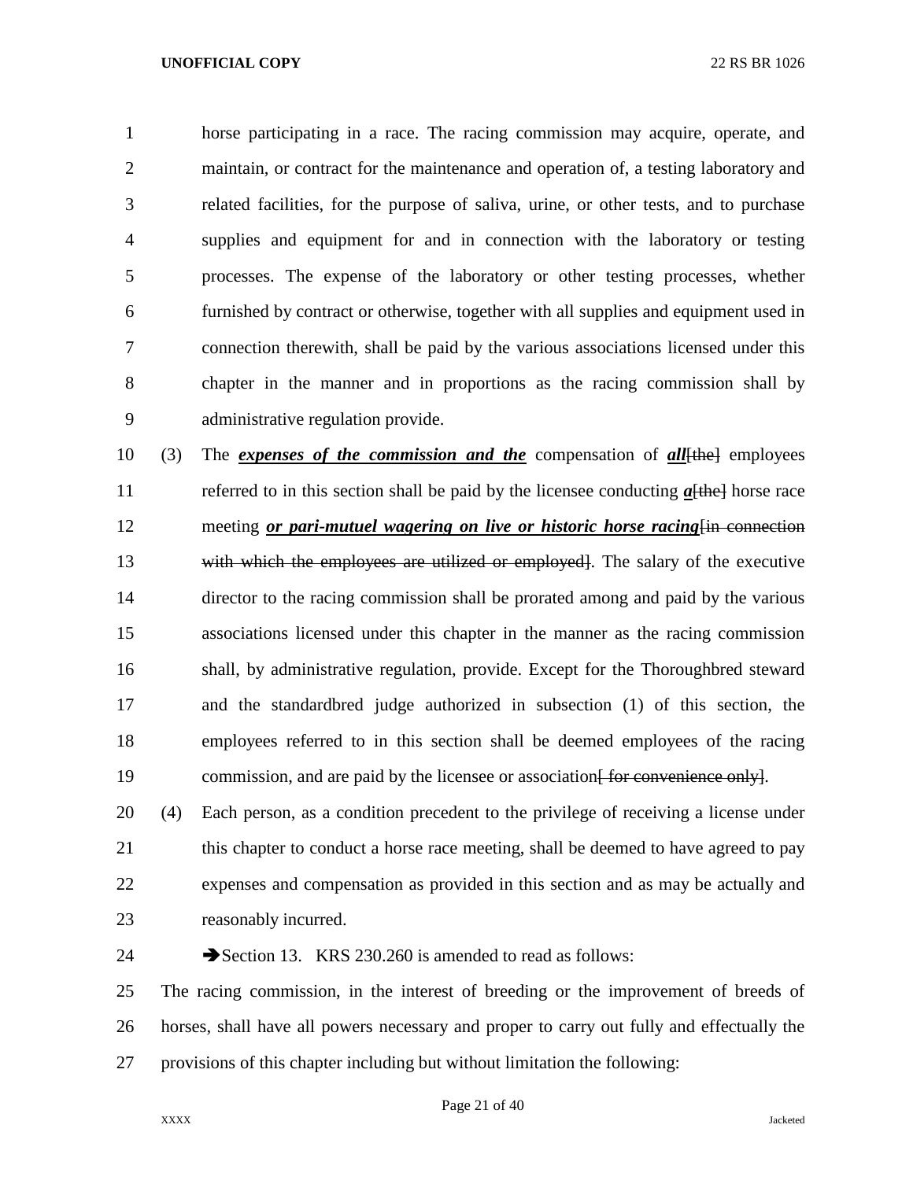horse participating in a race. The racing commission may acquire, operate, and maintain, or contract for the maintenance and operation of, a testing laboratory and related facilities, for the purpose of saliva, urine, or other tests, and to purchase supplies and equipment for and in connection with the laboratory or testing processes. The expense of the laboratory or other testing processes, whether furnished by contract or otherwise, together with all supplies and equipment used in connection therewith, shall be paid by the various associations licensed under this chapter in the manner and in proportions as the racing commission shall by administrative regulation provide.

(3) The ***expenses of the commission and the*** compensation of ***all***~~[the]~~ employees referred to in this section shall be paid by the licensee conducting ***a***~~[the]~~ horse race meeting ***or pari-mutuel wagering on live or historic horse racing***~~[in connection with which the employees are utilized or employed]~~. The salary of the executive director to the racing commission shall be prorated among and paid by the various associations licensed under this chapter in the manner as the racing commission shall, by administrative regulation, provide. Except for the Thoroughbred steward and the standardbred judge authorized in subsection (1) of this section, the employees referred to in this section shall be deemed employees of the racing commission, and are paid by the licensee or association~~[ for convenience only]~~.

(4) Each person, as a condition precedent to the privilege of receiving a license under this chapter to conduct a horse race meeting, shall be deemed to have agreed to pay expenses and compensation as provided in this section and as may be actually and reasonably incurred.

➔Section 13. KRS 230.260 is amended to read as follows:

The racing commission, in the interest of breeding or the improvement of breeds of horses, shall have all powers necessary and proper to carry out fully and effectually the provisions of this chapter including but without limitation the following: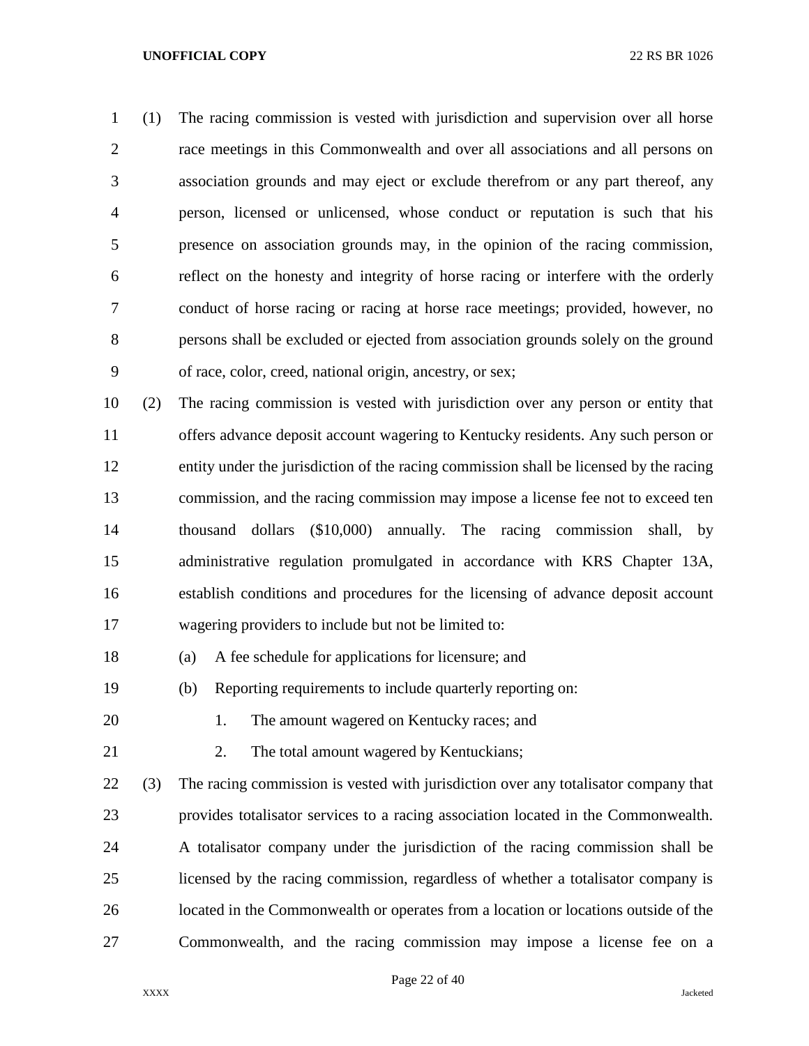(1) The racing commission is vested with jurisdiction and supervision over all horse race meetings in this Commonwealth and over all associations and all persons on association grounds and may eject or exclude therefrom or any part thereof, any person, licensed or unlicensed, whose conduct or reputation is such that his presence on association grounds may, in the opinion of the racing commission, reflect on the honesty and integrity of horse racing or interfere with the orderly conduct of horse racing or racing at horse race meetings; provided, however, no persons shall be excluded or ejected from association grounds solely on the ground of race, color, creed, national origin, ancestry, or sex;

(2) The racing commission is vested with jurisdiction over any person or entity that offers advance deposit account wagering to Kentucky residents. Any such person or entity under the jurisdiction of the racing commission shall be licensed by the racing commission, and the racing commission may impose a license fee not to exceed ten thousand dollars ($10,000) annually. The racing commission shall, by administrative regulation promulgated in accordance with KRS Chapter 13A, establish conditions and procedures for the licensing of advance deposit account wagering providers to include but not be limited to:

   (a) A fee schedule for applications for licensure; and

   (b) Reporting requirements to include quarterly reporting on:

      1. The amount wagered on Kentucky races; and

      2. The total amount wagered by Kentuckians;

(3) The racing commission is vested with jurisdiction over any totalisator company that provides totalisator services to a racing association located in the Commonwealth. A totalisator company under the jurisdiction of the racing commission shall be licensed by the racing commission, regardless of whether a totalisator company is located in the Commonwealth or operates from a location or locations outside of the Commonwealth, and the racing commission may impose a license fee on a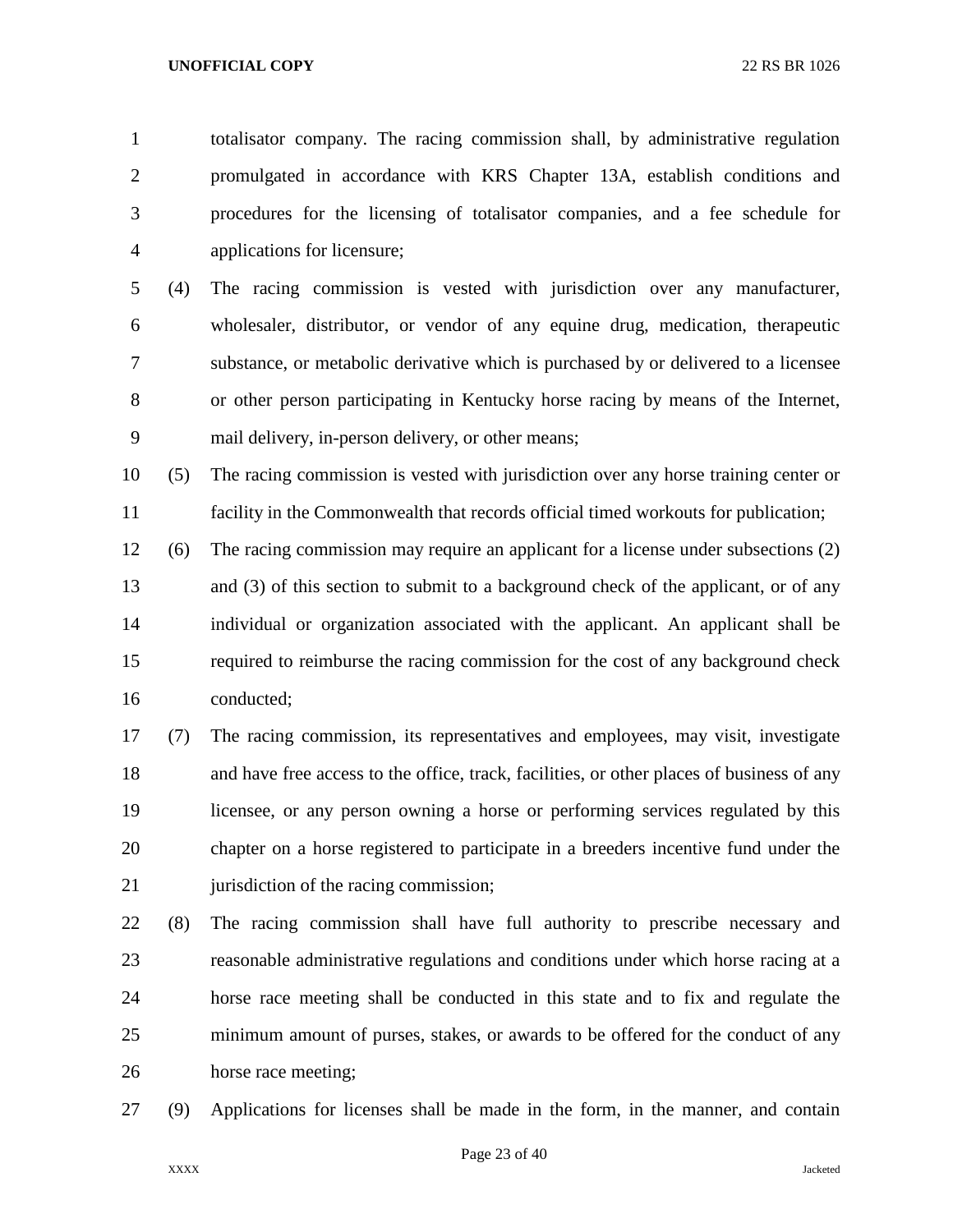totalisator company. The racing commission shall, by administrative regulation promulgated in accordance with KRS Chapter 13A, establish conditions and procedures for the licensing of totalisator companies, and a fee schedule for applications for licensure;

(4) The racing commission is vested with jurisdiction over any manufacturer, wholesaler, distributor, or vendor of any equine drug, medication, therapeutic substance, or metabolic derivative which is purchased by or delivered to a licensee or other person participating in Kentucky horse racing by means of the Internet, mail delivery, in-person delivery, or other means;

(5) The racing commission is vested with jurisdiction over any horse training center or facility in the Commonwealth that records official timed workouts for publication;

(6) The racing commission may require an applicant for a license under subsections (2) and (3) of this section to submit to a background check of the applicant, or of any individual or organization associated with the applicant. An applicant shall be required to reimburse the racing commission for the cost of any background check conducted;

(7) The racing commission, its representatives and employees, may visit, investigate and have free access to the office, track, facilities, or other places of business of any licensee, or any person owning a horse or performing services regulated by this chapter on a horse registered to participate in a breeders incentive fund under the jurisdiction of the racing commission;

(8) The racing commission shall have full authority to prescribe necessary and reasonable administrative regulations and conditions under which horse racing at a horse race meeting shall be conducted in this state and to fix and regulate the minimum amount of purses, stakes, or awards to be offered for the conduct of any horse race meeting;

(9) Applications for licenses shall be made in the form, in the manner, and contain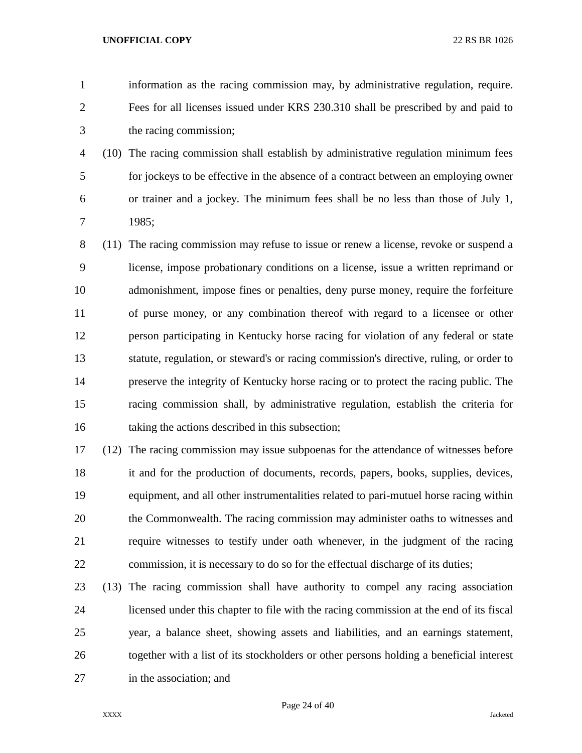information as the racing commission may, by administrative regulation, require. Fees for all licenses issued under KRS 230.310 shall be prescribed by and paid to the racing commission;

(10) The racing commission shall establish by administrative regulation minimum fees for jockeys to be effective in the absence of a contract between an employing owner or trainer and a jockey. The minimum fees shall be no less than those of July 1, 1985;

(11) The racing commission may refuse to issue or renew a license, revoke or suspend a license, impose probationary conditions on a license, issue a written reprimand or admonishment, impose fines or penalties, deny purse money, require the forfeiture of purse money, or any combination thereof with regard to a licensee or other person participating in Kentucky horse racing for violation of any federal or state statute, regulation, or steward's or racing commission's directive, ruling, or order to preserve the integrity of Kentucky horse racing or to protect the racing public. The racing commission shall, by administrative regulation, establish the criteria for taking the actions described in this subsection;

(12) The racing commission may issue subpoenas for the attendance of witnesses before it and for the production of documents, records, papers, books, supplies, devices, equipment, and all other instrumentalities related to pari-mutuel horse racing within the Commonwealth. The racing commission may administer oaths to witnesses and require witnesses to testify under oath whenever, in the judgment of the racing commission, it is necessary to do so for the effectual discharge of its duties;

(13) The racing commission shall have authority to compel any racing association licensed under this chapter to file with the racing commission at the end of its fiscal year, a balance sheet, showing assets and liabilities, and an earnings statement, together with a list of its stockholders or other persons holding a beneficial interest in the association; and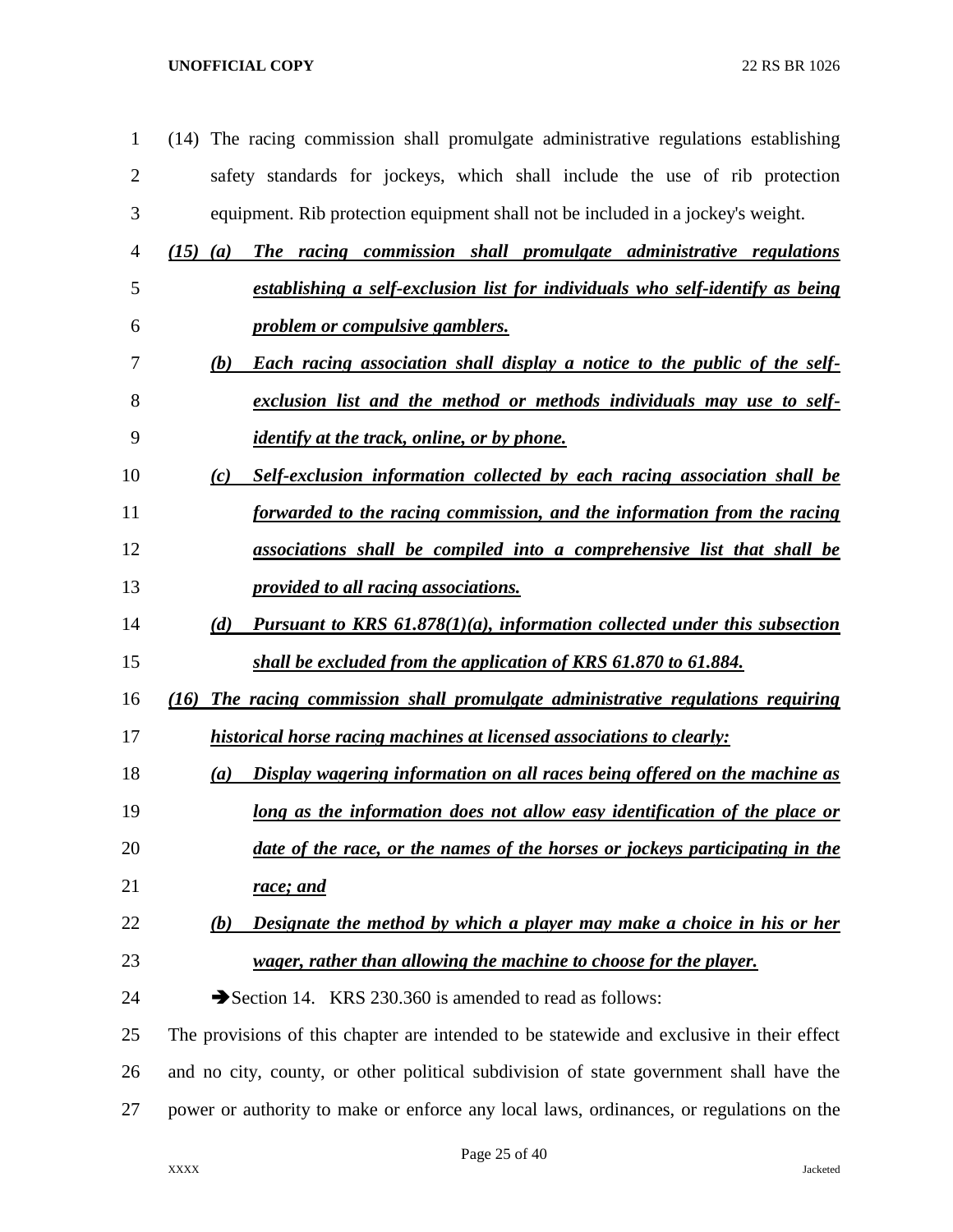(14) The racing commission shall promulgate administrative regulations establishing safety standards for jockeys, which shall include the use of rib protection equipment. Rib protection equipment shall not be included in a jockey's weight.

***(15) (a) The racing commission shall promulgate administrative regulations establishing a self-exclusion list for individuals who self-identify as being problem or compulsive gamblers.***

***(b) Each racing association shall display a notice to the public of the self-exclusion list and the method or methods individuals may use to self-identify at the track, online, or by phone.***

***(c) Self-exclusion information collected by each racing association shall be forwarded to the racing commission, and the information from the racing associations shall be compiled into a comprehensive list that shall be provided to all racing associations.***

***(d) Pursuant to KRS 61.878(1)(a), information collected under this subsection shall be excluded from the application of KRS 61.870 to 61.884.***

***(16) The racing commission shall promulgate administrative regulations requiring historical horse racing machines at licensed associations to clearly:***

***(a) Display wagering information on all races being offered on the machine as long as the information does not allow easy identification of the place or date of the race, or the names of the horses or jockeys participating in the race; and***

***(b) Designate the method by which a player may make a choice in his or her wager, rather than allowing the machine to choose for the player.***

➔Section 14. KRS 230.360 is amended to read as follows:

The provisions of this chapter are intended to be statewide and exclusive in their effect and no city, county, or other political subdivision of state government shall have the power or authority to make or enforce any local laws, ordinances, or regulations on the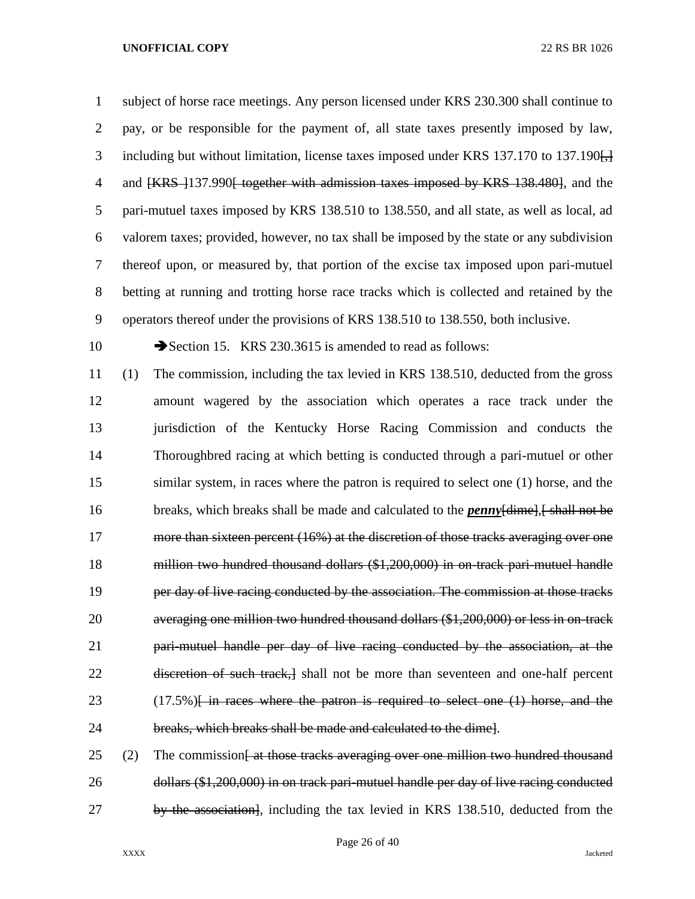subject of horse race meetings. Any person licensed under KRS 230.300 shall continue to pay, or be responsible for the payment of, all state taxes presently imposed by law, including but without limitation, license taxes imposed under KRS 137.170 to 137.190[,] and [KRS ]137.990[ together with admission taxes imposed by KRS 138.480], and the pari-mutuel taxes imposed by KRS 138.510 to 138.550, and all state, as well as local, ad valorem taxes; provided, however, no tax shall be imposed by the state or any subdivision thereof upon, or measured by, that portion of the excise tax imposed upon pari-mutuel betting at running and trotting horse race tracks which is collected and retained by the operators thereof under the provisions of KRS 138.510 to 138.550, both inclusive.

➔Section 15. KRS 230.3615 is amended to read as follows:

(1) The commission, including the tax levied in KRS 138.510, deducted from the gross amount wagered by the association which operates a race track under the jurisdiction of the Kentucky Horse Racing Commission and conducts the Thoroughbred racing at which betting is conducted through a pari-mutuel or other similar system, in races where the patron is required to select one (1) horse, and the breaks, which breaks shall be made and calculated to the ***penny***[dime],[ shall not be more than sixteen percent (16%) at the discretion of those tracks averaging over one million two hundred thousand dollars ($1,200,000) in on-track pari-mutuel handle per day of live racing conducted by the association. The commission at those tracks averaging one million two hundred thousand dollars ($1,200,000) or less in on-track pari-mutuel handle per day of live racing conducted by the association, at the discretion of such track,] shall not be more than seventeen and one-half percent (17.5%)[ in races where the patron is required to select one (1) horse, and the breaks, which breaks shall be made and calculated to the dime].

(2) The commission[ at those tracks averaging over one million two hundred thousand dollars ($1,200,000) in on track pari-mutuel handle per day of live racing conducted by the association], including the tax levied in KRS 138.510, deducted from the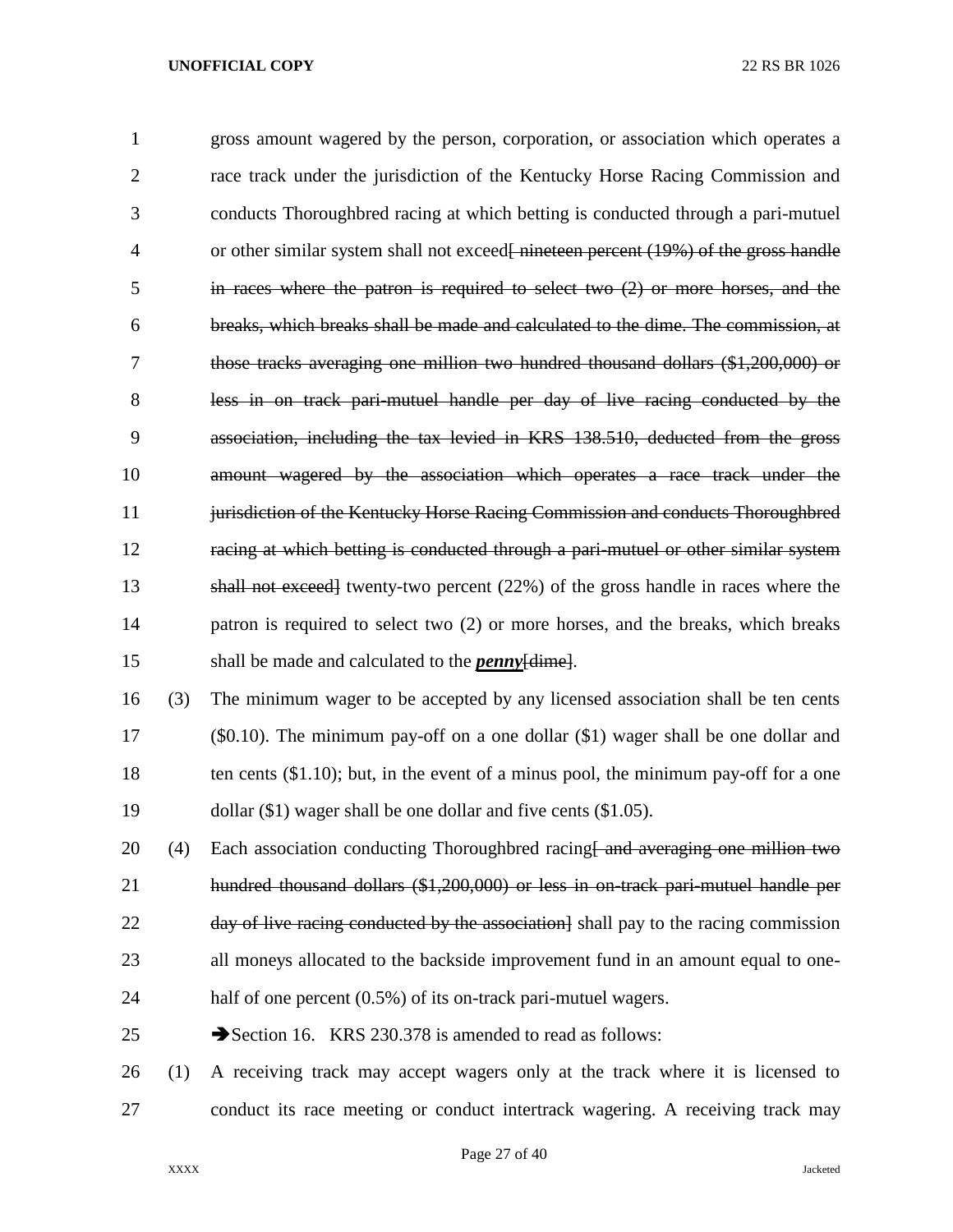gross amount wagered by the person, corporation, or association which operates a race track under the jurisdiction of the Kentucky Horse Racing Commission and conducts Thoroughbred racing at which betting is conducted through a pari-mutuel or other similar system shall not exceed[ ~~nineteen percent (19%) of the gross handle in races where the patron is required to select two (2) or more horses, and the breaks, which breaks shall be made and calculated to the dime. The commission, at those tracks averaging one million two hundred thousand dollars ($1,200,000) or less in on track pari-mutuel handle per day of live racing conducted by the association, including the tax levied in KRS 138.510, deducted from the gross amount wagered by the association which operates a race track under the jurisdiction of the Kentucky Horse Racing Commission and conducts Thoroughbred racing at which betting is conducted through a pari-mutuel or other similar system shall not exceed~~] twenty-two percent (22%) of the gross handle in races where the patron is required to select two (2) or more horses, and the breaks, which breaks shall be made and calculated to the ***penny***[~~dime~~].

(3) The minimum wager to be accepted by any licensed association shall be ten cents ($0.10). The minimum pay-off on a one dollar ($1) wager shall be one dollar and ten cents ($1.10); but, in the event of a minus pool, the minimum pay-off for a one dollar ($1) wager shall be one dollar and five cents ($1.05).

(4) Each association conducting Thoroughbred racing[ ~~and averaging one million two hundred thousand dollars ($1,200,000) or less in on-track pari-mutuel handle per day of live racing conducted by the association~~] shall pay to the racing commission all moneys allocated to the backside improvement fund in an amount equal to one-half of one percent (0.5%) of its on-track pari-mutuel wagers.

➔Section 16. KRS 230.378 is amended to read as follows:

(1) A receiving track may accept wagers only at the track where it is licensed to conduct its race meeting or conduct intertrack wagering. A receiving track may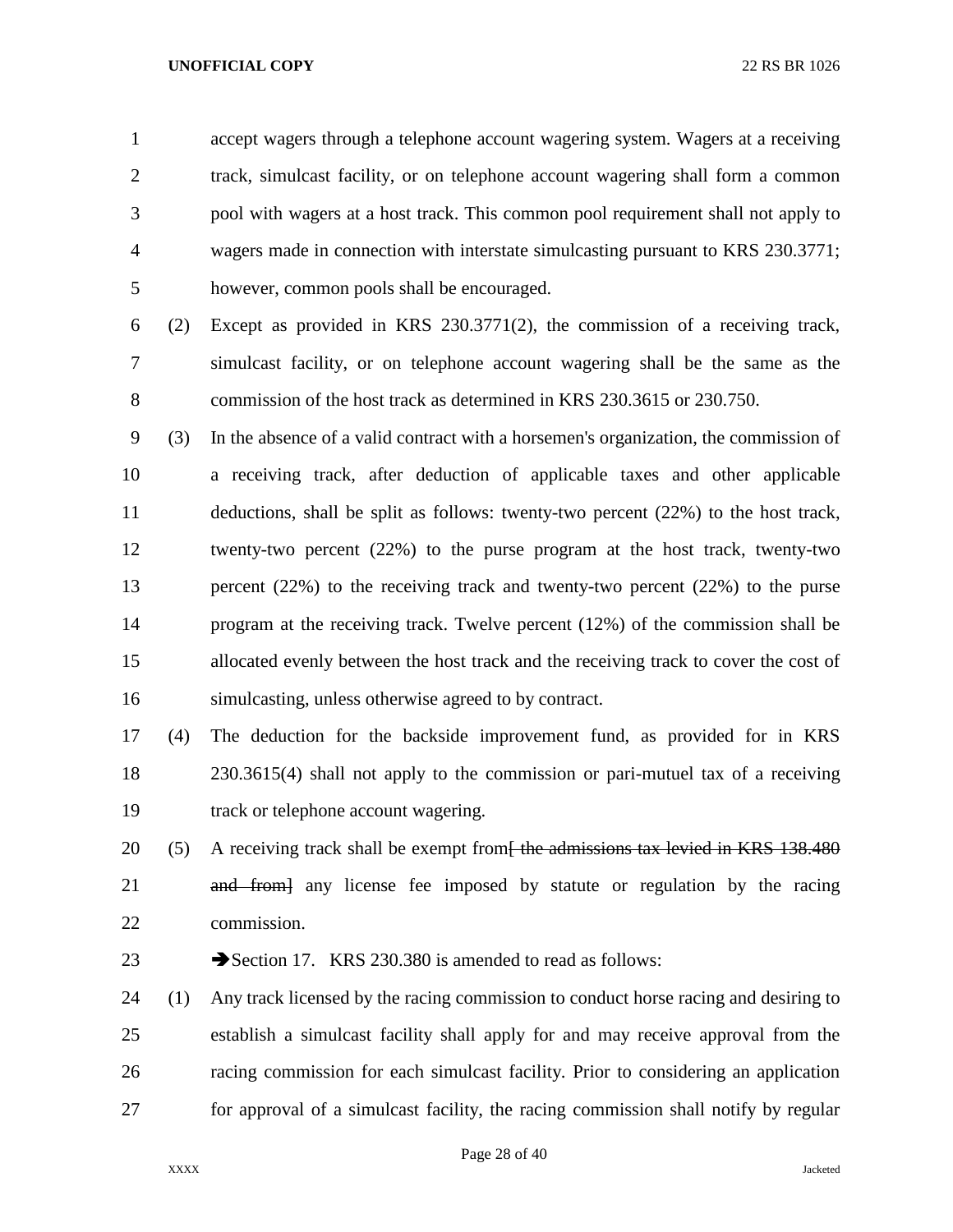accept wagers through a telephone account wagering system. Wagers at a receiving track, simulcast facility, or on telephone account wagering shall form a common pool with wagers at a host track. This common pool requirement shall not apply to wagers made in connection with interstate simulcasting pursuant to KRS 230.3771; however, common pools shall be encouraged.

(2) Except as provided in KRS 230.3771(2), the commission of a receiving track, simulcast facility, or on telephone account wagering shall be the same as the commission of the host track as determined in KRS 230.3615 or 230.750.

(3) In the absence of a valid contract with a horsemen's organization, the commission of a receiving track, after deduction of applicable taxes and other applicable deductions, shall be split as follows: twenty-two percent (22%) to the host track, twenty-two percent (22%) to the purse program at the host track, twenty-two percent (22%) to the receiving track and twenty-two percent (22%) to the purse program at the receiving track. Twelve percent (12%) of the commission shall be allocated evenly between the host track and the receiving track to cover the cost of simulcasting, unless otherwise agreed to by contract.

(4) The deduction for the backside improvement fund, as provided for in KRS 230.3615(4) shall not apply to the commission or pari-mutuel tax of a receiving track or telephone account wagering.

(5) A receiving track shall be exempt from~~[ the admissions tax levied in KRS 138.480 and from]~~ any license fee imposed by statute or regulation by the racing commission.

➔Section 17. KRS 230.380 is amended to read as follows:

(1) Any track licensed by the racing commission to conduct horse racing and desiring to establish a simulcast facility shall apply for and may receive approval from the racing commission for each simulcast facility. Prior to considering an application for approval of a simulcast facility, the racing commission shall notify by regular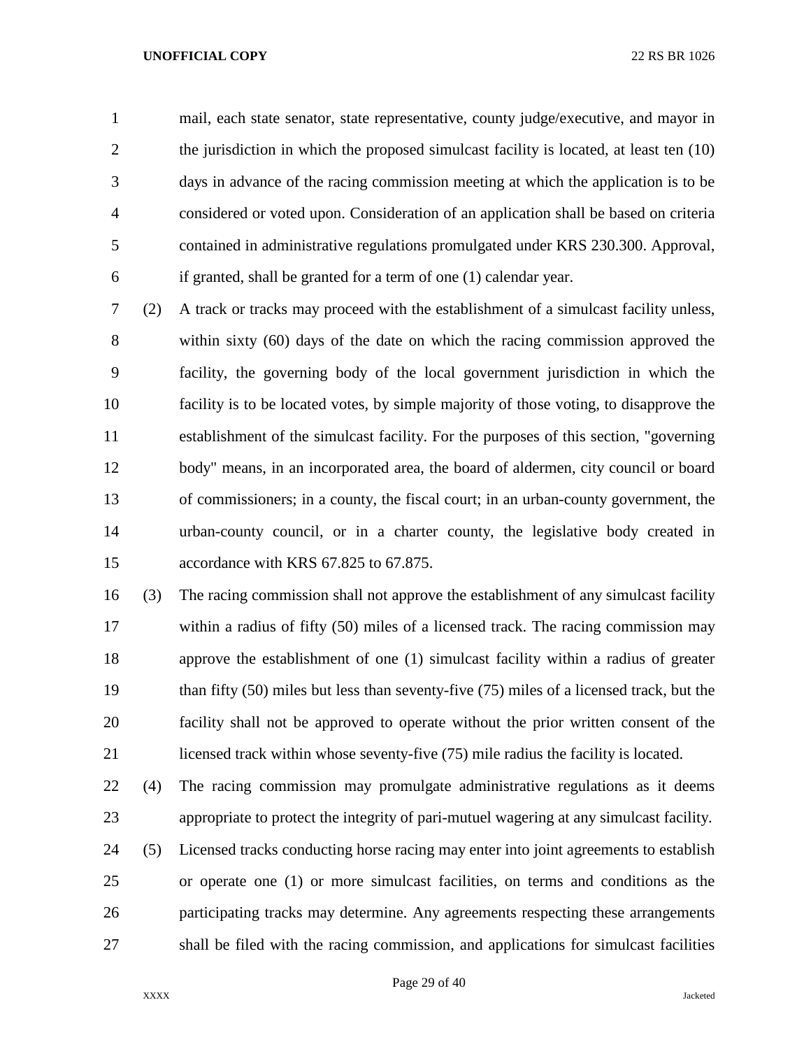mail, each state senator, state representative, county judge/executive, and mayor in the jurisdiction in which the proposed simulcast facility is located, at least ten (10) days in advance of the racing commission meeting at which the application is to be considered or voted upon. Consideration of an application shall be based on criteria contained in administrative regulations promulgated under KRS 230.300. Approval, if granted, shall be granted for a term of one (1) calendar year.

(2) A track or tracks may proceed with the establishment of a simulcast facility unless, within sixty (60) days of the date on which the racing commission approved the facility, the governing body of the local government jurisdiction in which the facility is to be located votes, by simple majority of those voting, to disapprove the establishment of the simulcast facility. For the purposes of this section, "governing body" means, in an incorporated area, the board of aldermen, city council or board of commissioners; in a county, the fiscal court; in an urban-county government, the urban-county council, or in a charter county, the legislative body created in accordance with KRS 67.825 to 67.875.

(3) The racing commission shall not approve the establishment of any simulcast facility within a radius of fifty (50) miles of a licensed track. The racing commission may approve the establishment of one (1) simulcast facility within a radius of greater than fifty (50) miles but less than seventy-five (75) miles of a licensed track, but the facility shall not be approved to operate without the prior written consent of the licensed track within whose seventy-five (75) mile radius the facility is located.

(4) The racing commission may promulgate administrative regulations as it deems appropriate to protect the integrity of pari-mutuel wagering at any simulcast facility.

(5) Licensed tracks conducting horse racing may enter into joint agreements to establish or operate one (1) or more simulcast facilities, on terms and conditions as the participating tracks may determine. Any agreements respecting these arrangements shall be filed with the racing commission, and applications for simulcast facilities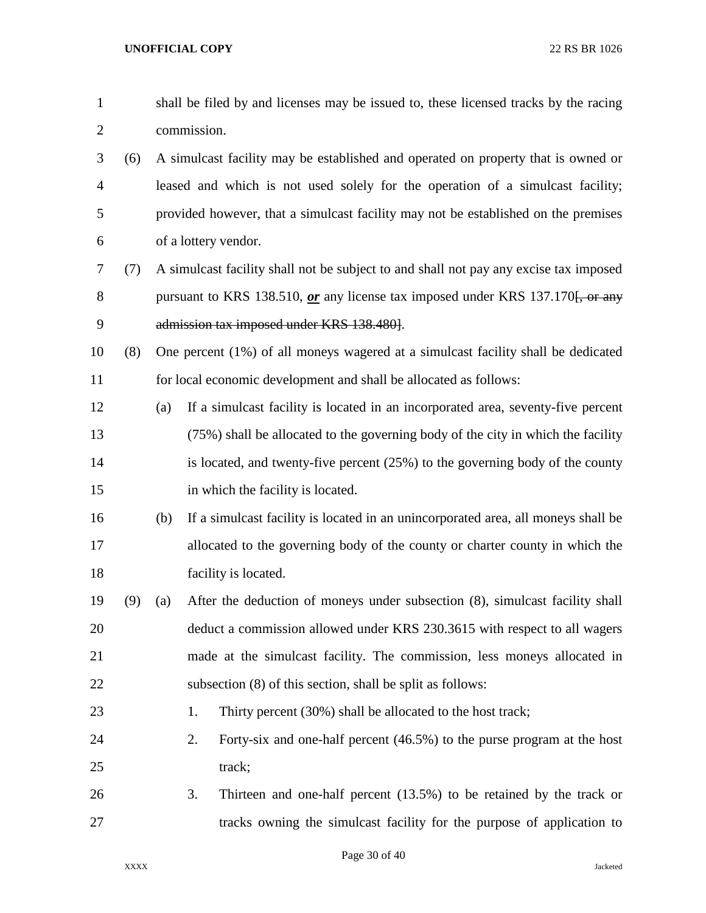shall be filed by and licenses may be issued to, these licensed tracks by the racing commission.

(6) A simulcast facility may be established and operated on property that is owned or leased and which is not used solely for the operation of a simulcast facility; provided however, that a simulcast facility may not be established on the premises of a lottery vendor.

(7) A simulcast facility shall not be subject to and shall not pay any excise tax imposed pursuant to KRS 138.510, ***or*** any license tax imposed under KRS 137.170[~~, or any admission tax imposed under KRS 138.480~~].

(8) One percent (1%) of all moneys wagered at a simulcast facility shall be dedicated for local economic development and shall be allocated as follows:

(a) If a simulcast facility is located in an incorporated area, seventy-five percent (75%) shall be allocated to the governing body of the city in which the facility is located, and twenty-five percent (25%) to the governing body of the county in which the facility is located.

(b) If a simulcast facility is located in an unincorporated area, all moneys shall be allocated to the governing body of the county or charter county in which the facility is located.

(9) (a) After the deduction of moneys under subsection (8), simulcast facility shall deduct a commission allowed under KRS 230.3615 with respect to all wagers made at the simulcast facility. The commission, less moneys allocated in subsection (8) of this section, shall be split as follows:

1. Thirty percent (30%) shall be allocated to the host track;
2. Forty-six and one-half percent (46.5%) to the purse program at the host track;
3. Thirteen and one-half percent (13.5%) to be retained by the track or tracks owning the simulcast facility for the purpose of application to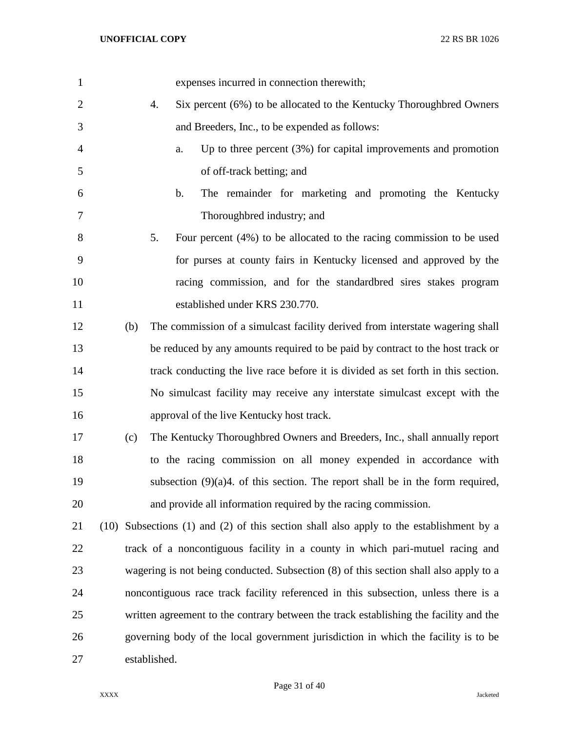expenses incurred in connection therewith;

4. Six percent (6%) to be allocated to the Kentucky Thoroughbred Owners and Breeders, Inc., to be expended as follows:

   a. Up to three percent (3%) for capital improvements and promotion of off-track betting; and

   b. The remainder for marketing and promoting the Kentucky Thoroughbred industry; and

5. Four percent (4%) to be allocated to the racing commission to be used for purses at county fairs in Kentucky licensed and approved by the racing commission, and for the standardbred sires stakes program established under KRS 230.770.

(b) The commission of a simulcast facility derived from interstate wagering shall be reduced by any amounts required to be paid by contract to the host track or track conducting the live race before it is divided as set forth in this section. No simulcast facility may receive any interstate simulcast except with the approval of the live Kentucky host track.

(c) The Kentucky Thoroughbred Owners and Breeders, Inc., shall annually report to the racing commission on all money expended in accordance with subsection (9)(a)4. of this section. The report shall be in the form required, and provide all information required by the racing commission.

(10) Subsections (1) and (2) of this section shall also apply to the establishment by a track of a noncontiguous facility in a county in which pari-mutuel racing and wagering is not being conducted. Subsection (8) of this section shall also apply to a noncontiguous race track facility referenced in this subsection, unless there is a written agreement to the contrary between the track establishing the facility and the governing body of the local government jurisdiction in which the facility is to be established.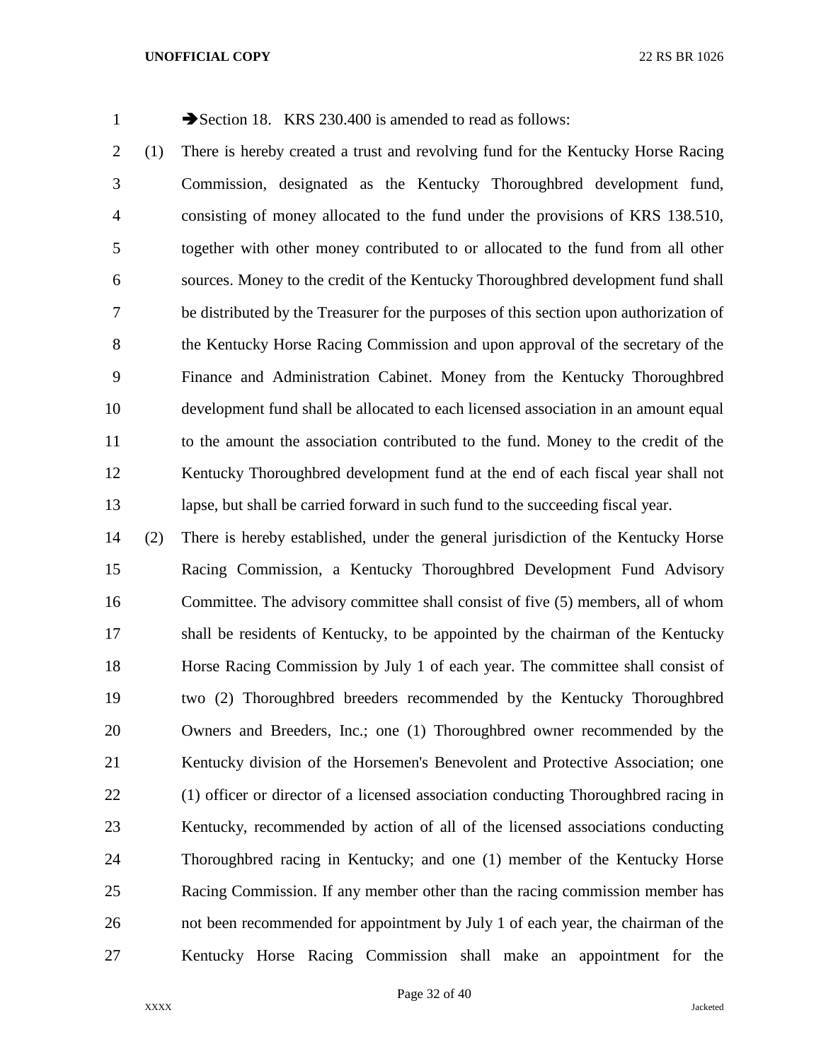➔Section 18. KRS 230.400 is amended to read as follows:

(1) There is hereby created a trust and revolving fund for the Kentucky Horse Racing Commission, designated as the Kentucky Thoroughbred development fund, consisting of money allocated to the fund under the provisions of KRS 138.510, together with other money contributed to or allocated to the fund from all other sources. Money to the credit of the Kentucky Thoroughbred development fund shall be distributed by the Treasurer for the purposes of this section upon authorization of the Kentucky Horse Racing Commission and upon approval of the secretary of the Finance and Administration Cabinet. Money from the Kentucky Thoroughbred development fund shall be allocated to each licensed association in an amount equal to the amount the association contributed to the fund. Money to the credit of the Kentucky Thoroughbred development fund at the end of each fiscal year shall not lapse, but shall be carried forward in such fund to the succeeding fiscal year.

(2) There is hereby established, under the general jurisdiction of the Kentucky Horse Racing Commission, a Kentucky Thoroughbred Development Fund Advisory Committee. The advisory committee shall consist of five (5) members, all of whom shall be residents of Kentucky, to be appointed by the chairman of the Kentucky Horse Racing Commission by July 1 of each year. The committee shall consist of two (2) Thoroughbred breeders recommended by the Kentucky Thoroughbred Owners and Breeders, Inc.; one (1) Thoroughbred owner recommended by the Kentucky division of the Horsemen's Benevolent and Protective Association; one (1) officer or director of a licensed association conducting Thoroughbred racing in Kentucky, recommended by action of all of the licensed associations conducting Thoroughbred racing in Kentucky; and one (1) member of the Kentucky Horse Racing Commission. If any member other than the racing commission member has not been recommended for appointment by July 1 of each year, the chairman of the Kentucky Horse Racing Commission shall make an appointment for the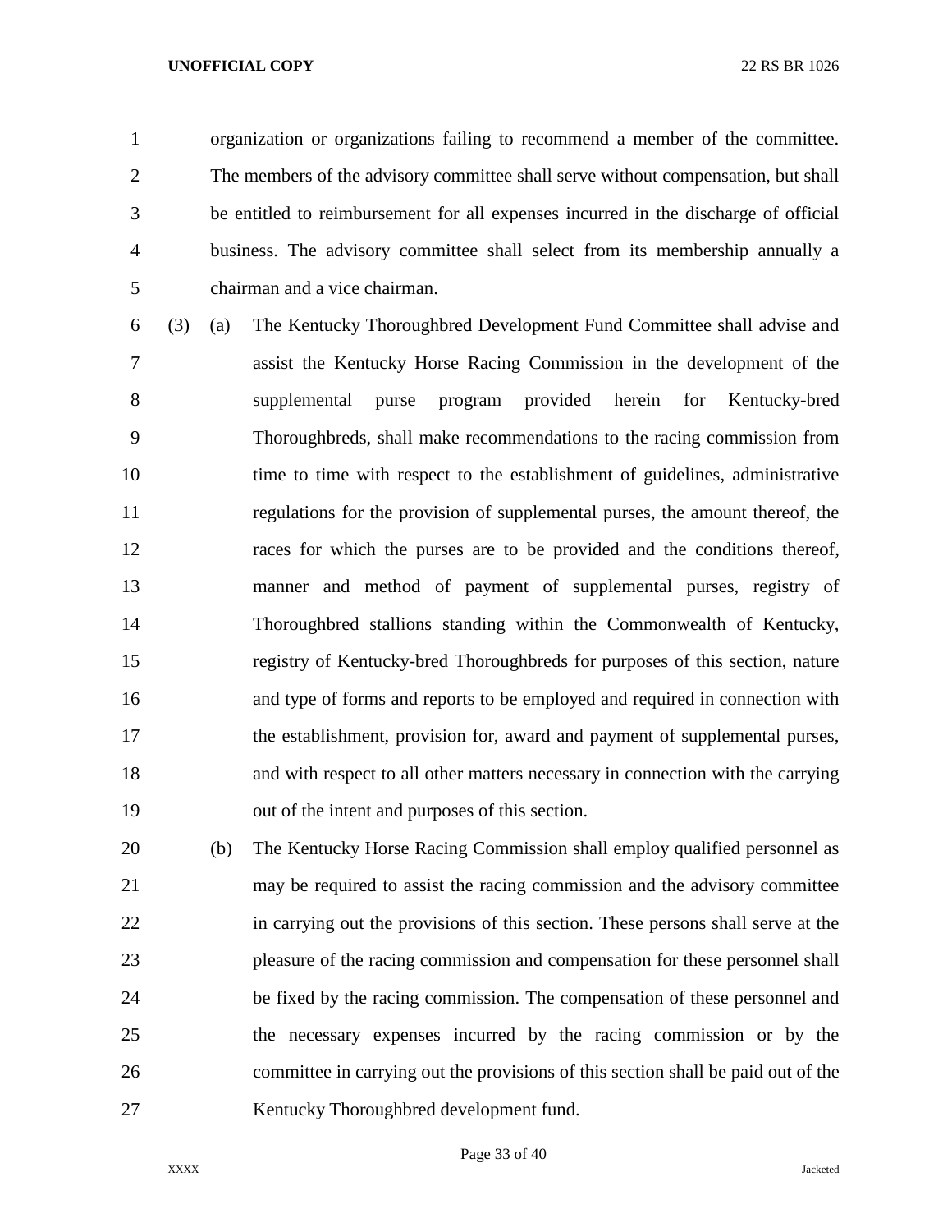organization or organizations failing to recommend a member of the committee. The members of the advisory committee shall serve without compensation, but shall be entitled to reimbursement for all expenses incurred in the discharge of official business. The advisory committee shall select from its membership annually a chairman and a vice chairman.

(3) (a) The Kentucky Thoroughbred Development Fund Committee shall advise and assist the Kentucky Horse Racing Commission in the development of the supplemental purse program provided herein for Kentucky-bred Thoroughbreds, shall make recommendations to the racing commission from time to time with respect to the establishment of guidelines, administrative regulations for the provision of supplemental purses, the amount thereof, the races for which the purses are to be provided and the conditions thereof, manner and method of payment of supplemental purses, registry of Thoroughbred stallions standing within the Commonwealth of Kentucky, registry of Kentucky-bred Thoroughbreds for purposes of this section, nature and type of forms and reports to be employed and required in connection with the establishment, provision for, award and payment of supplemental purses, and with respect to all other matters necessary in connection with the carrying out of the intent and purposes of this section.

(b) The Kentucky Horse Racing Commission shall employ qualified personnel as may be required to assist the racing commission and the advisory committee in carrying out the provisions of this section. These persons shall serve at the pleasure of the racing commission and compensation for these personnel shall be fixed by the racing commission. The compensation of these personnel and the necessary expenses incurred by the racing commission or by the committee in carrying out the provisions of this section shall be paid out of the Kentucky Thoroughbred development fund.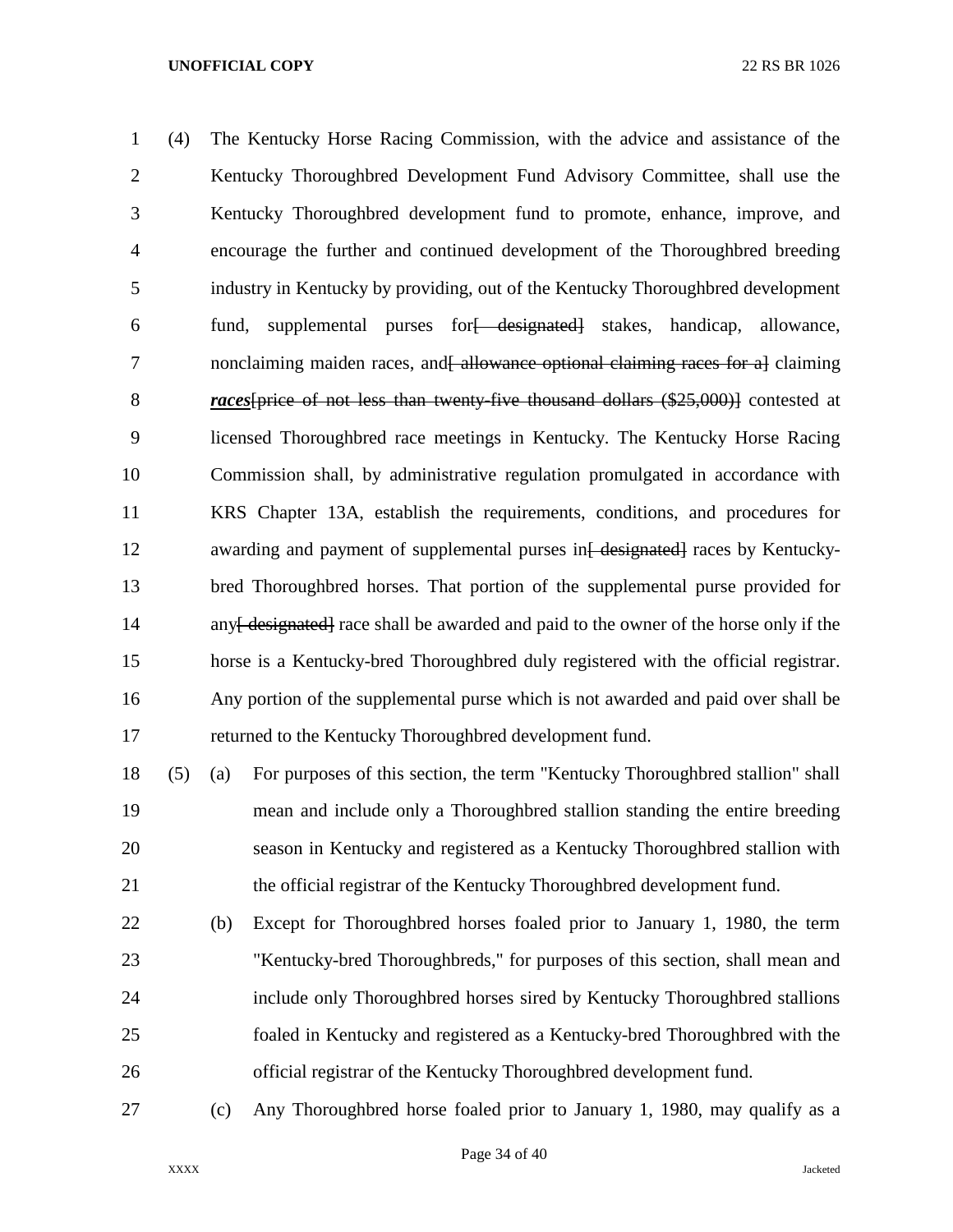(4) The Kentucky Horse Racing Commission, with the advice and assistance of the Kentucky Thoroughbred Development Fund Advisory Committee, shall use the Kentucky Thoroughbred development fund to promote, enhance, improve, and encourage the further and continued development of the Thoroughbred breeding industry in Kentucky by providing, out of the Kentucky Thoroughbred development fund, supplemental purses for~~[ designated]~~ stakes, handicap, allowance, nonclaiming maiden races, and~~[ allowance optional claiming races for a]~~ claiming ***races***~~[price of not less than twenty-five thousand dollars ($25,000)]~~ contested at licensed Thoroughbred race meetings in Kentucky. The Kentucky Horse Racing Commission shall, by administrative regulation promulgated in accordance with KRS Chapter 13A, establish the requirements, conditions, and procedures for awarding and payment of supplemental purses in~~[ designated]~~ races by Kentucky-bred Thoroughbred horses. That portion of the supplemental purse provided for any~~[ designated]~~ race shall be awarded and paid to the owner of the horse only if the horse is a Kentucky-bred Thoroughbred duly registered with the official registrar. Any portion of the supplemental purse which is not awarded and paid over shall be returned to the Kentucky Thoroughbred development fund.

(5) (a) For purposes of this section, the term "Kentucky Thoroughbred stallion" shall mean and include only a Thoroughbred stallion standing the entire breeding season in Kentucky and registered as a Kentucky Thoroughbred stallion with the official registrar of the Kentucky Thoroughbred development fund.

(b) Except for Thoroughbred horses foaled prior to January 1, 1980, the term "Kentucky-bred Thoroughbreds," for purposes of this section, shall mean and include only Thoroughbred horses sired by Kentucky Thoroughbred stallions foaled in Kentucky and registered as a Kentucky-bred Thoroughbred with the official registrar of the Kentucky Thoroughbred development fund.

(c) Any Thoroughbred horse foaled prior to January 1, 1980, may qualify as a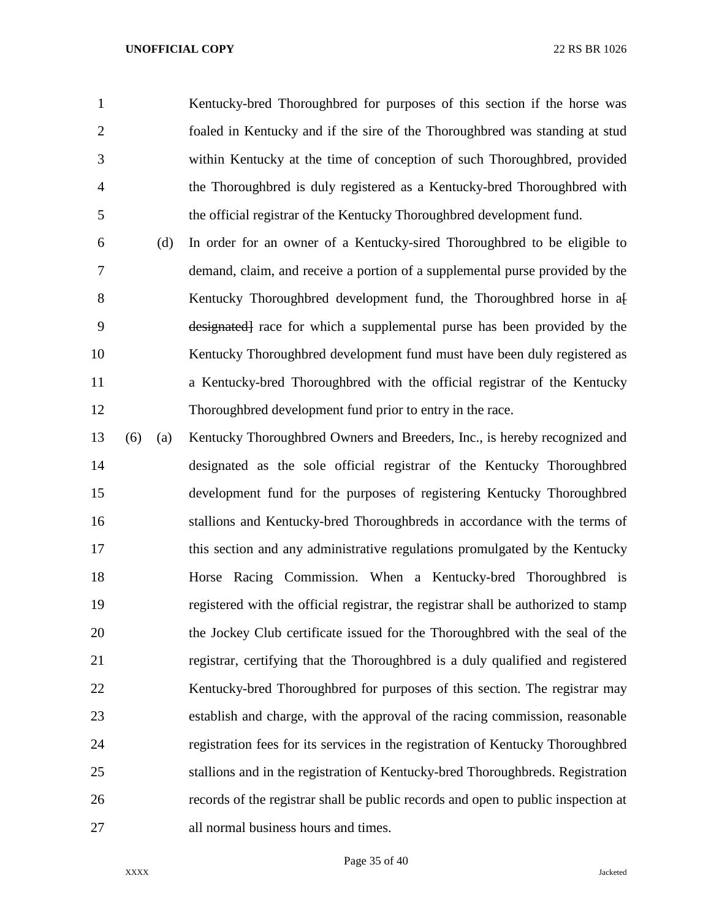Kentucky-bred Thoroughbred for purposes of this section if the horse was foaled in Kentucky and if the sire of the Thoroughbred was standing at stud within Kentucky at the time of conception of such Thoroughbred, provided the Thoroughbred is duly registered as a Kentucky-bred Thoroughbred with the official registrar of the Kentucky Thoroughbred development fund.

(d) In order for an owner of a Kentucky-sired Thoroughbred to be eligible to demand, claim, and receive a portion of a supplemental purse provided by the Kentucky Thoroughbred development fund, the Thoroughbred horse in a[ ~~designated~~] race for which a supplemental purse has been provided by the Kentucky Thoroughbred development fund must have been duly registered as a Kentucky-bred Thoroughbred with the official registrar of the Kentucky Thoroughbred development fund prior to entry in the race.

(6) (a) Kentucky Thoroughbred Owners and Breeders, Inc., is hereby recognized and designated as the sole official registrar of the Kentucky Thoroughbred development fund for the purposes of registering Kentucky Thoroughbred stallions and Kentucky-bred Thoroughbreds in accordance with the terms of this section and any administrative regulations promulgated by the Kentucky Horse Racing Commission. When a Kentucky-bred Thoroughbred is registered with the official registrar, the registrar shall be authorized to stamp the Jockey Club certificate issued for the Thoroughbred with the seal of the registrar, certifying that the Thoroughbred is a duly qualified and registered Kentucky-bred Thoroughbred for purposes of this section. The registrar may establish and charge, with the approval of the racing commission, reasonable registration fees for its services in the registration of Kentucky Thoroughbred stallions and in the registration of Kentucky-bred Thoroughbreds. Registration records of the registrar shall be public records and open to public inspection at all normal business hours and times.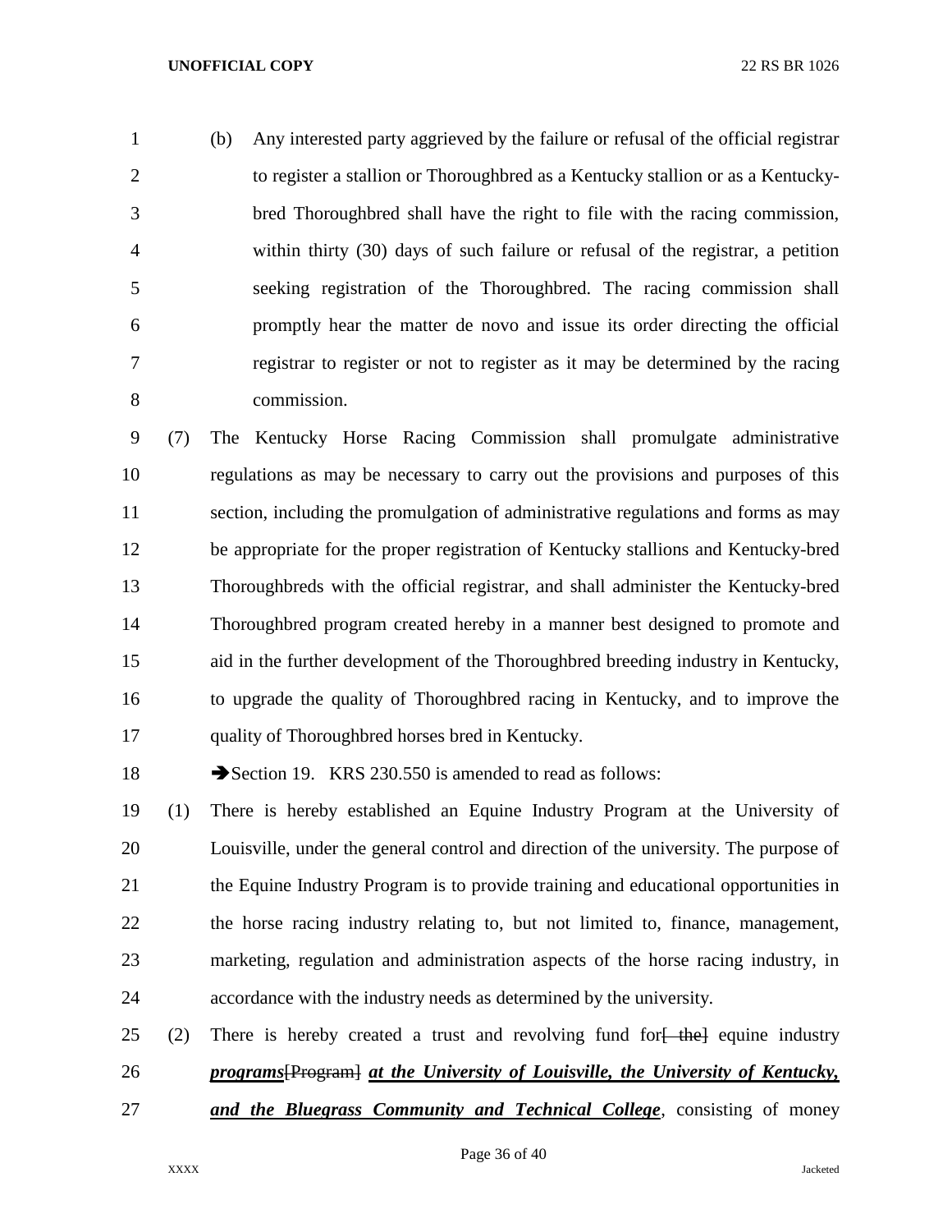(b) Any interested party aggrieved by the failure or refusal of the official registrar to register a stallion or Thoroughbred as a Kentucky stallion or as a Kentucky-bred Thoroughbred shall have the right to file with the racing commission, within thirty (30) days of such failure or refusal of the registrar, a petition seeking registration of the Thoroughbred. The racing commission shall promptly hear the matter de novo and issue its order directing the official registrar to register or not to register as it may be determined by the racing commission.

(7) The Kentucky Horse Racing Commission shall promulgate administrative regulations as may be necessary to carry out the provisions and purposes of this section, including the promulgation of administrative regulations and forms as may be appropriate for the proper registration of Kentucky stallions and Kentucky-bred Thoroughbreds with the official registrar, and shall administer the Kentucky-bred Thoroughbred program created hereby in a manner best designed to promote and aid in the further development of the Thoroughbred breeding industry in Kentucky, to upgrade the quality of Thoroughbred racing in Kentucky, and to improve the quality of Thoroughbred horses bred in Kentucky.

➔Section 19. KRS 230.550 is amended to read as follows:

(1) There is hereby established an Equine Industry Program at the University of Louisville, under the general control and direction of the university. The purpose of the Equine Industry Program is to provide training and educational opportunities in the horse racing industry relating to, but not limited to, finance, management, marketing, regulation and administration aspects of the horse racing industry, in accordance with the industry needs as determined by the university.

(2) There is hereby created a trust and revolving fund for~~[ the]~~ equine industry ***programs***~~[Program]~~ ***at the University of Louisville, the University of Kentucky, and the Bluegrass Community and Technical College***, consisting of money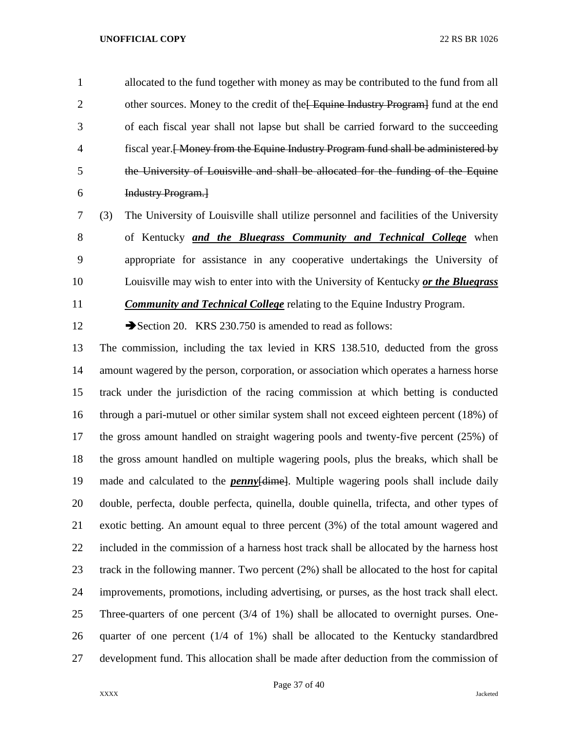allocated to the fund together with money as may be contributed to the fund from all other sources. Money to the credit of the~~[ Equine Industry Program]~~ fund at the end of each fiscal year shall not lapse but shall be carried forward to the succeeding fiscal year.~~[ Money from the Equine Industry Program fund shall be administered by the University of Louisville and shall be allocated for the funding of the Equine Industry Program.]~~

(3) The University of Louisville shall utilize personnel and facilities of the University of Kentucky ***and the Bluegrass Community and Technical College*** when appropriate for assistance in any cooperative undertakings the University of Louisville may wish to enter into with the University of Kentucky ***or the Bluegrass Community and Technical College*** relating to the Equine Industry Program.

➔Section 20. KRS 230.750 is amended to read as follows:

The commission, including the tax levied in KRS 138.510, deducted from the gross amount wagered by the person, corporation, or association which operates a harness horse track under the jurisdiction of the racing commission at which betting is conducted through a pari-mutuel or other similar system shall not exceed eighteen percent (18%) of the gross amount handled on straight wagering pools and twenty-five percent (25%) of the gross amount handled on multiple wagering pools, plus the breaks, which shall be made and calculated to the ***penny***~~[dime]~~. Multiple wagering pools shall include daily double, perfecta, double perfecta, quinella, double quinella, trifecta, and other types of exotic betting. An amount equal to three percent (3%) of the total amount wagered and included in the commission of a harness host track shall be allocated by the harness host track in the following manner. Two percent (2%) shall be allocated to the host for capital improvements, promotions, including advertising, or purses, as the host track shall elect. Three-quarters of one percent (3/4 of 1%) shall be allocated to overnight purses. One-quarter of one percent (1/4 of 1%) shall be allocated to the Kentucky standardbred development fund. This allocation shall be made after deduction from the commission of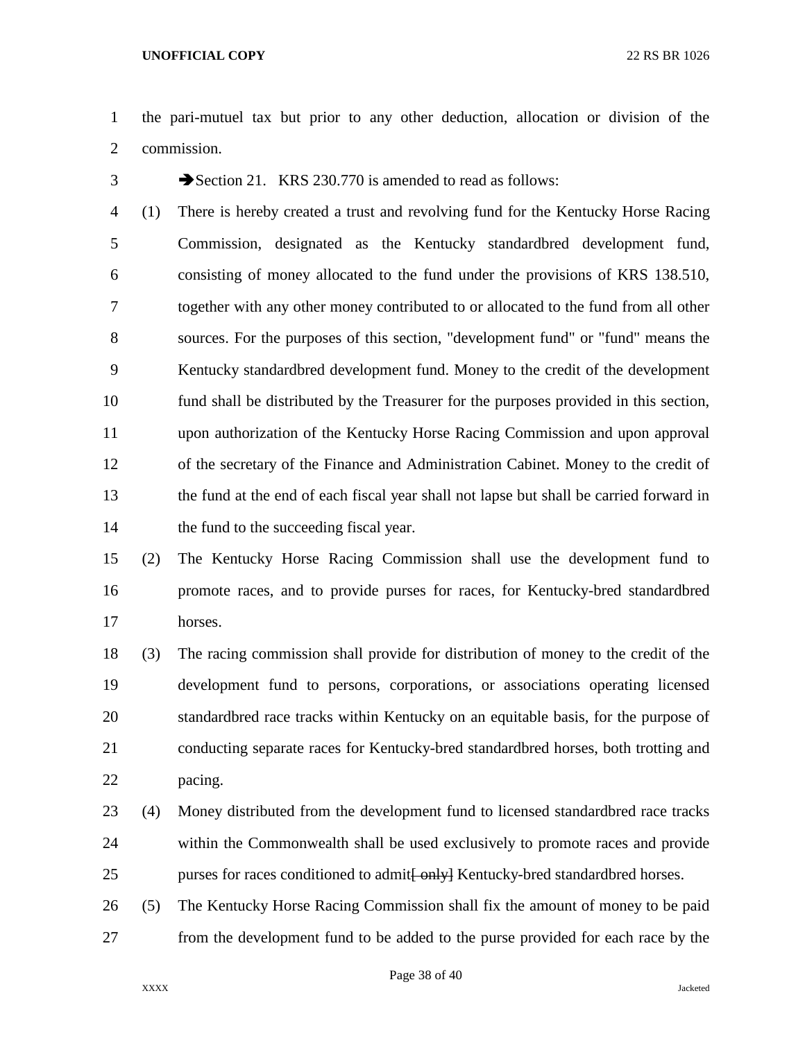the pari-mutuel tax but prior to any other deduction, allocation or division of the commission.

➔Section 21. KRS 230.770 is amended to read as follows:

(1) There is hereby created a trust and revolving fund for the Kentucky Horse Racing Commission, designated as the Kentucky standardbred development fund, consisting of money allocated to the fund under the provisions of KRS 138.510, together with any other money contributed to or allocated to the fund from all other sources. For the purposes of this section, "development fund" or "fund" means the Kentucky standardbred development fund. Money to the credit of the development fund shall be distributed by the Treasurer for the purposes provided in this section, upon authorization of the Kentucky Horse Racing Commission and upon approval of the secretary of the Finance and Administration Cabinet. Money to the credit of the fund at the end of each fiscal year shall not lapse but shall be carried forward in the fund to the succeeding fiscal year.

(2) The Kentucky Horse Racing Commission shall use the development fund to promote races, and to provide purses for races, for Kentucky-bred standardbred horses.

(3) The racing commission shall provide for distribution of money to the credit of the development fund to persons, corporations, or associations operating licensed standardbred race tracks within Kentucky on an equitable basis, for the purpose of conducting separate races for Kentucky-bred standardbred horses, both trotting and pacing.

(4) Money distributed from the development fund to licensed standardbred race tracks within the Commonwealth shall be used exclusively to promote races and provide purses for races conditioned to admit~~[ only]~~ Kentucky-bred standardbred horses.

(5) The Kentucky Horse Racing Commission shall fix the amount of money to be paid from the development fund to be added to the purse provided for each race by the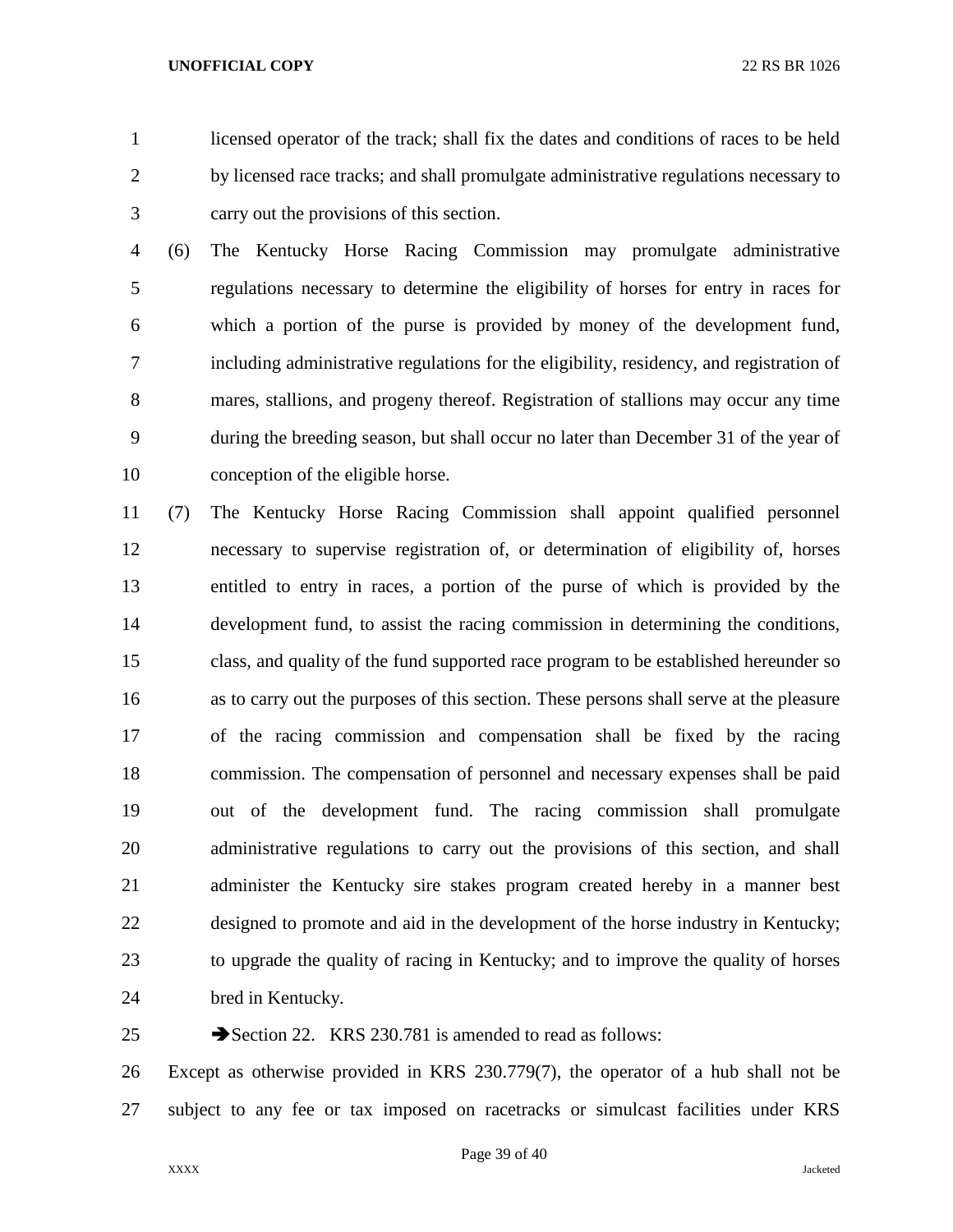licensed operator of the track; shall fix the dates and conditions of races to be held by licensed race tracks; and shall promulgate administrative regulations necessary to carry out the provisions of this section.

(6) The Kentucky Horse Racing Commission may promulgate administrative regulations necessary to determine the eligibility of horses for entry in races for which a portion of the purse is provided by money of the development fund, including administrative regulations for the eligibility, residency, and registration of mares, stallions, and progeny thereof. Registration of stallions may occur any time during the breeding season, but shall occur no later than December 31 of the year of conception of the eligible horse.

(7) The Kentucky Horse Racing Commission shall appoint qualified personnel necessary to supervise registration of, or determination of eligibility of, horses entitled to entry in races, a portion of the purse of which is provided by the development fund, to assist the racing commission in determining the conditions, class, and quality of the fund supported race program to be established hereunder so as to carry out the purposes of this section. These persons shall serve at the pleasure of the racing commission and compensation shall be fixed by the racing commission. The compensation of personnel and necessary expenses shall be paid out of the development fund. The racing commission shall promulgate administrative regulations to carry out the provisions of this section, and shall administer the Kentucky sire stakes program created hereby in a manner best designed to promote and aid in the development of the horse industry in Kentucky; to upgrade the quality of racing in Kentucky; and to improve the quality of horses bred in Kentucky.

➔Section 22. KRS 230.781 is amended to read as follows:

Except as otherwise provided in KRS 230.779(7), the operator of a hub shall not be subject to any fee or tax imposed on racetracks or simulcast facilities under KRS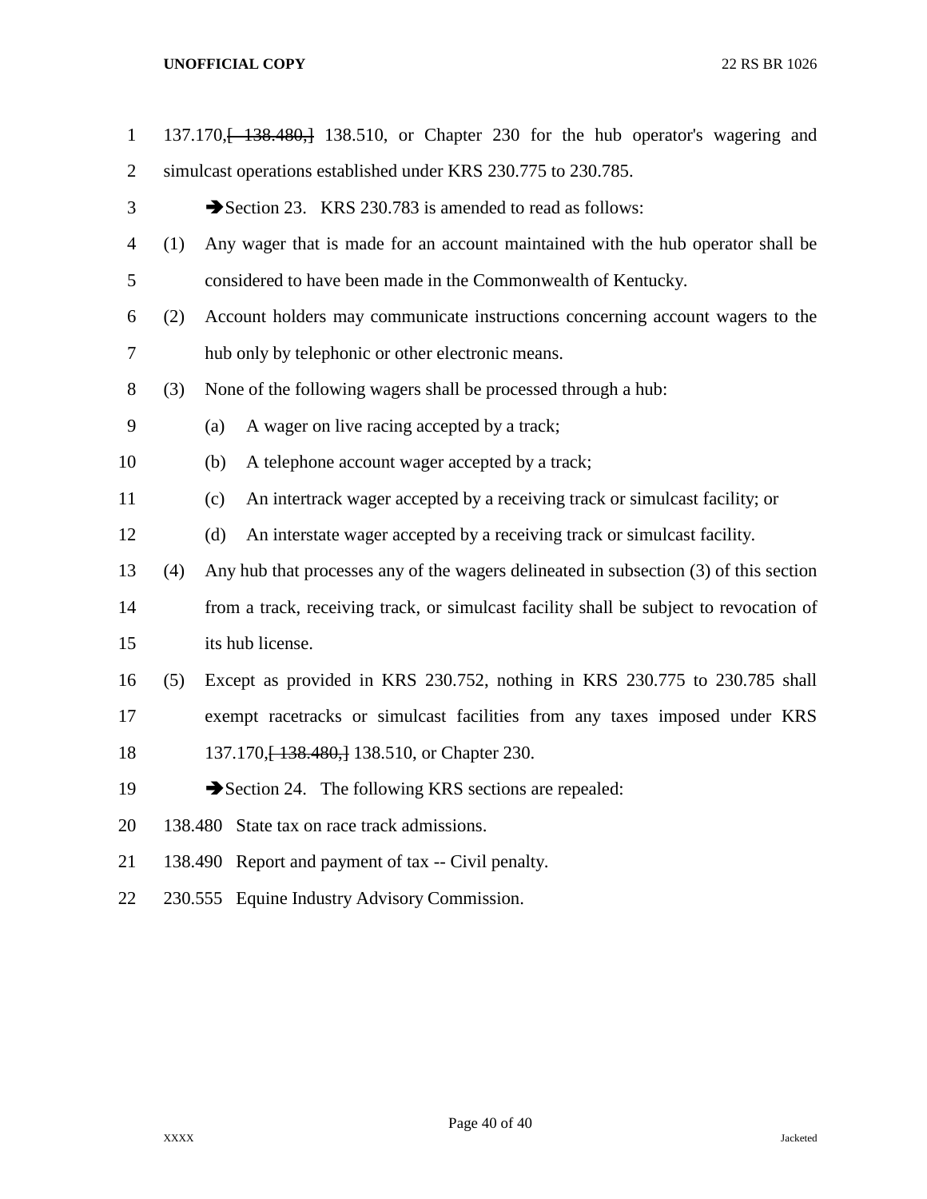137.170,[ 138.480,] 138.510, or Chapter 230 for the hub operator's wagering and simulcast operations established under KRS 230.775 to 230.785.

➔Section 23. KRS 230.783 is amended to read as follows:

(1) Any wager that is made for an account maintained with the hub operator shall be considered to have been made in the Commonwealth of Kentucky.

(2) Account holders may communicate instructions concerning account wagers to the hub only by telephonic or other electronic means.

(3) None of the following wagers shall be processed through a hub:

(a) A wager on live racing accepted by a track;

(b) A telephone account wager accepted by a track;

(c) An intertrack wager accepted by a receiving track or simulcast facility; or

(d) An interstate wager accepted by a receiving track or simulcast facility.

(4) Any hub that processes any of the wagers delineated in subsection (3) of this section from a track, receiving track, or simulcast facility shall be subject to revocation of its hub license.

(5) Except as provided in KRS 230.752, nothing in KRS 230.775 to 230.785 shall exempt racetracks or simulcast facilities from any taxes imposed under KRS 137.170,[ 138.480,] 138.510, or Chapter 230.

➔Section 24. The following KRS sections are repealed:

138.480 State tax on race track admissions.

138.490 Report and payment of tax -- Civil penalty.

230.555 Equine Industry Advisory Commission.